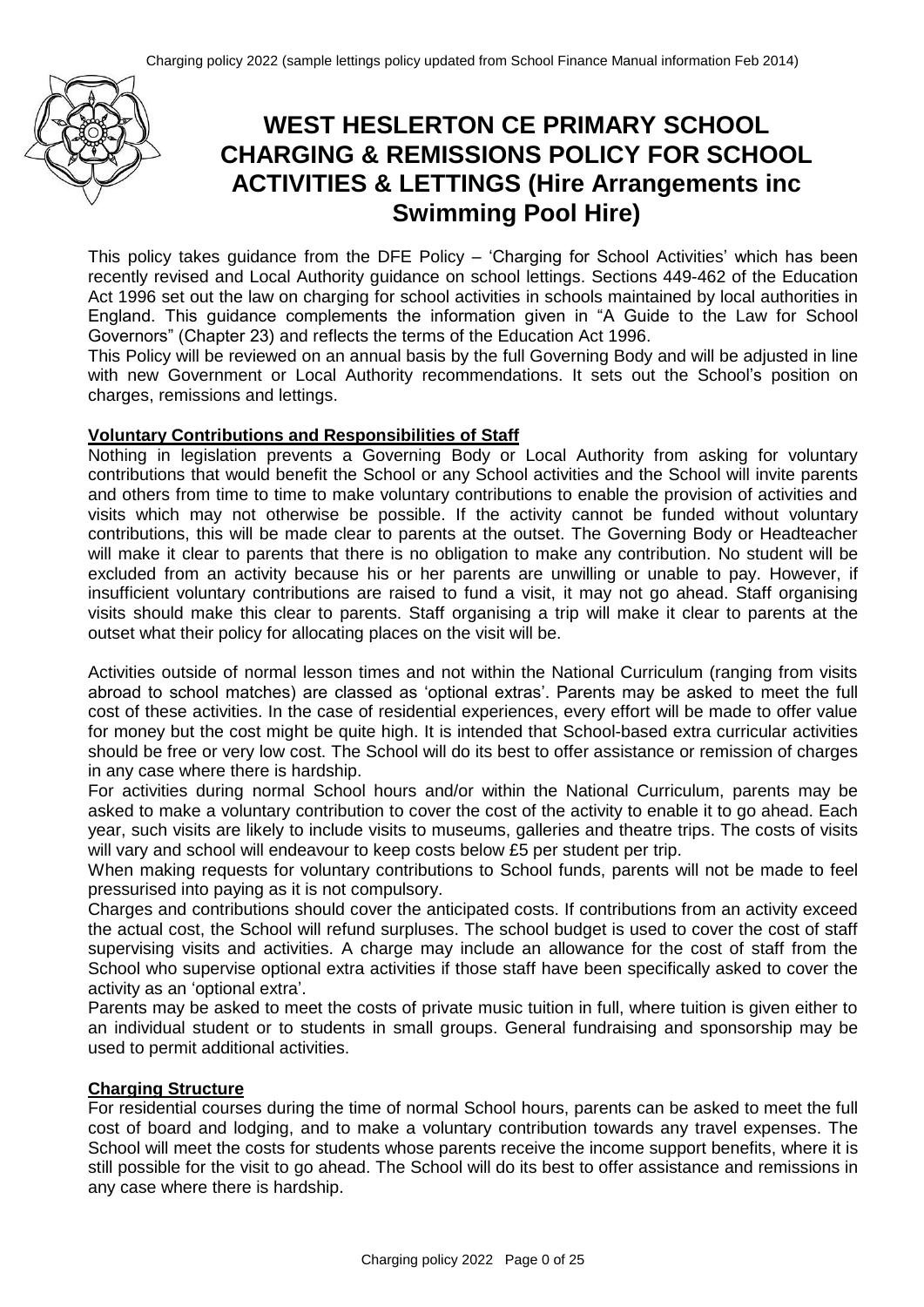# WEST HESLERTON CE PRIMARY SCHOOL CHARGING & REMISSIONS POLICY FOR SCHOOL ACTIVITIES & LETTINGS (Hire Arrangements inc Swimming Pool Hire)

This policy takes guidance from the DFE Policy – 'Charging for School Activities' which has been recently revised and Local Authority guidance on school lettings. Sections 449-462 of the Education Act 1996 set out the law on charging for school activities in schools maintained by local authorities in England. This guidance complements the information given in "A Guide to the Law for School Governors" (Chapter 23) and reflects the terms of the Education Act 1996.

This Policy will be reviewed on an annual basis by the full Governing Body and will be adjusted in line with new Government or Local Authority recommendations. It sets out the School's position on charges, remissions and lettings.

**Voluntary Contributions and Responsibilities of Staff**

Nothing in legislation prevents a Governing Body or Local Authority from asking for voluntary contributions that would benefit the School or any School activities and the School will invite parents and others from time to time to make voluntary contributions to enable the provision of activities and visits which may not otherwise be possible. If the activity cannot be funded without voluntary contributions, this will be made clear to parents at the outset. The Governing Body or Headteacher will make it clear to parents that there is no obligation to make any contribution. No student will be excluded from an activity because his or her parents are unwilling or unable to pay. However, if insufficient voluntary contributions are raised to fund a visit, it may not go ahead. Staff organising visits should make this clear to parents. Staff organising a trip will make it clear to parents at the outset what their policy for allocating places on the visit will be.

Activities outside of normal lesson times and not within the National Curriculum (ranging from visits abroad to school matches) are classed as 'optional extras'. Parents may be asked to meet the full cost of these activities. In the case of residential experiences, every effort will be made to offer value for money but the cost might be quite high. It is intended that School-based extra curricular activities should be free or very low cost. The School will do its best to offer assistance or remission of charges in any case where there is hardship.

For activities during normal School hours and/or within the National Curriculum, parents may be asked to make a voluntary contribution to cover the cost of the activity to enable it to go ahead. Each year, such visits are likely to include visits to museums, galleries and theatre trips. The costs of visits will vary and school will endeavour to keep costs below £5 per student per trip.

When making requests for voluntary contributions to School funds, parents will not be made to feel pressurised into paying as it is not compulsory.

Charges and contributions should cover the anticipated costs. If contributions from an activity exceed the actual cost, the School will refund surpluses. The school budget is used to cover the cost of staff supervising visits and activities. A charge may include an allowance for the cost of staff from the School who supervise optional extra activities if those staff have been specifically asked to cover the activity as an 'optional extra'.

Parents may be asked to meet the costs of private music tuition in full, where tuition is given either to an individual student or to students in small groups. General fundraising and sponsorship may be used to permit additional activities.

**Charging Structure**

For residential courses during the time of normal School hours, parents can be asked to meet the full cost of board and lodging, and to make a voluntary contribution towards any travel expenses. The School will meet the costs for students whose parents receive the income support benefits, where it is still possible for the visit to go ahead. The School will do its best to offer assistance and remissions in any case where there is hardship.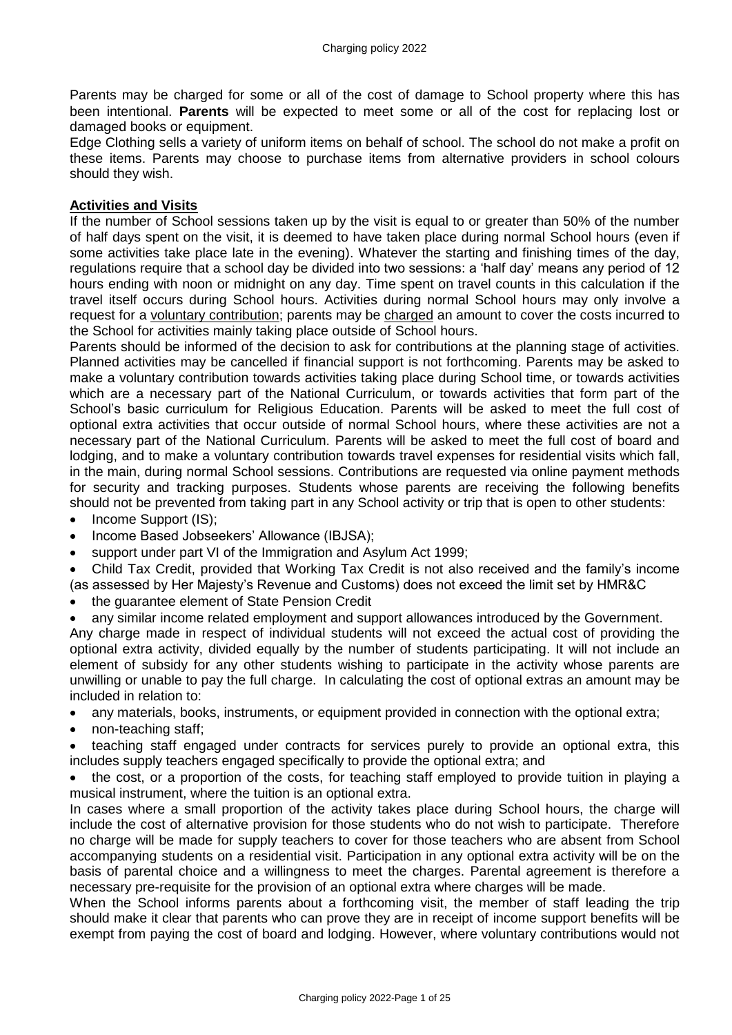Parents may be charged for some or all of the cost of damage to School property where this has been intentional. **Parents** will be expected to meet some or all of the cost for replacing lost or damaged books or equipment.

Edge Clothing sells a variety of uniform items on behalf of school. The school do not make a profit on these items. Parents may choose to purchase items from alternative providers in school colours should they wish.

## Activities and Visits

If the number of School sessions taken up by the visit is equal to or greater than 50% of the number of half days spent on the visit, it is deemed to have taken place during normal School hours (even if some activities take place late in the evening). Whatever the starting and finishing times of the day, regulations require that a school day be divided into two sessions: a 'half day' means any period of 12 hours ending with noon or midnight on any day. Time spent on travel counts in this calculation if the travel itself occurs during School hours. Activities during normal School hours may only involve a request for a voluntary contribution; parents may be charged an amount to cover the costs incurred to the School for activities mainly taking place outside of School hours.

Parents should be informed of the decision to ask for contributions at the planning stage of activities. Planned activities may be cancelled if financial support is not forthcoming. Parents may be asked to make a voluntary contribution towards activities taking place during School time, or towards activities which are a necessary part of the National Curriculum, or towards activities that form part of the School's basic curriculum for Religious Education. Parents will be asked to meet the full cost of optional extra activities that occur outside of normal School hours, where these activities are not a necessary part of the National Curriculum. Parents will be asked to meet the full cost of board and lodging, and to make a voluntary contribution towards travel expenses for residential visits which fall, in the main, during normal School sessions. Contributions are requested via online payment methods for security and tracking purposes. Students whose parents are receiving the following benefits should not be prevented from taking part in any School activity or trip that is open to other students:

- Income Support (IS);
- Income Based Jobseekers' Allowance (IBJSA);
- support under part VI of the Immigration and Asylum Act 1999;
- Child Tax Credit, provided that Working Tax Credit is not also received and the family's income (as assessed by Her Majesty's Revenue and Customs) does not exceed the limit set by HMR&C
- the guarantee element of State Pension Credit
- any similar income related employment and support allowances introduced by the Government.

Any charge made in respect of individual students will not exceed the actual cost of providing the optional extra activity, divided equally by the number of students participating. It will not include an element of subsidy for any other students wishing to participate in the activity whose parents are unwilling or unable to pay the full charge. In calculating the cost of optional extras an amount may be included in relation to:

- any materials, books, instruments, or equipment provided in connection with the optional extra;
- non-teaching staff;
- teaching staff engaged under contracts for services purely to provide an optional extra, this includes supply teachers engaged specifically to provide the optional extra; and
- the cost, or a proportion of the costs, for teaching staff employed to provide tuition in playing a musical instrument, where the tuition is an optional extra.

In cases where a small proportion of the activity takes place during School hours, the charge will include the cost of alternative provision for those students who do not wish to participate. Therefore no charge will be made for supply teachers to cover for those teachers who are absent from School accompanying students on a residential visit. Participation in any optional extra activity will be on the basis of parental choice and a willingness to meet the charges. Parental agreement is therefore a necessary pre-requisite for the provision of an optional extra where charges will be made.

When the School informs parents about a forthcoming visit, the member of staff leading the trip should make it clear that parents who can prove they are in receipt of income support benefits will be exempt from paying the cost of board and lodging. However, where voluntary contributions would not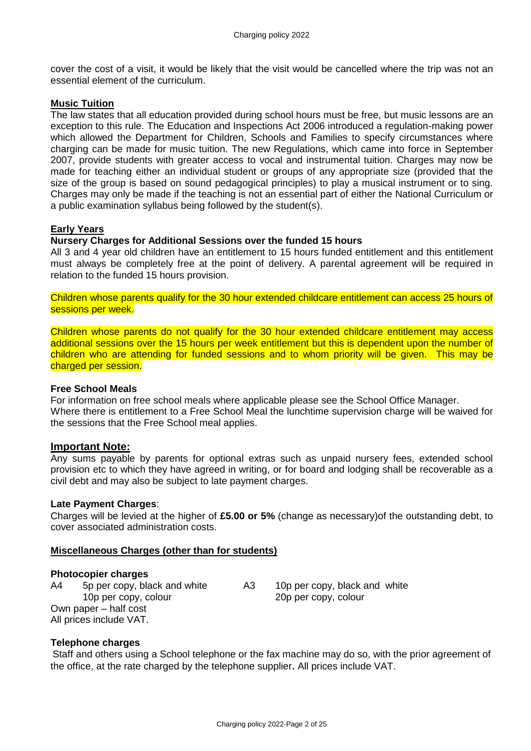cover the cost of a visit, it would be likely that the visit would be cancelled where the trip was not an essential element of the curriculum.

## Music Tuition

The law states that all education provided during school hours must be free, but music lessons are an exception to this rule. The Education and Inspections Act 2006 introduced a regulation-making power which allowed the Department for Children, Schools and Families to specify circumstances where charging can be made for music tuition. The new Regulations, which came into force in September 2007, provide students with greater access to vocal and instrumental tuition. Charges may now be made for teaching either an individual student or groups of any appropriate size (provided that the size of the group is based on sound pedagogical principles) to play a musical instrument or to sing. Charges may only be made if the teaching is not an essential part of either the National Curriculum or a public examination syllabus being followed by the student(s).

## Early Years

### Nursery Charges for Additional Sessions over the funded 15 hours

All 3 and 4 year old children have an entitlement to 15 hours funded entitlement and this entitlement must always be completely free at the point of delivery. A parental agreement will be required in relation to the funded 15 hours provision.

Children whose parents qualify for the 30 hour extended childcare entitlement can access 25 hours of sessions per week.

Children whose parents do not qualify for the 30 hour extended childcare entitlement may access additional sessions over the 15 hours per week entitlement but this is dependent upon the number of children who are attending for funded sessions and to whom priority will be given. This may be charged per session.

### Free School Meals

For information on free school meals where applicable please see the School Office Manager.
Where there is entitlement to a Free School Meal the lunchtime supervision charge will be waived for the sessions that the Free School meal applies.

## Important Note:

Any sums payable by parents for optional extras such as unpaid nursery fees, extended school provision etc to which they have agreed in writing, or for board and lodging shall be recoverable as a civil debt and may also be subject to late payment charges.

### Late Payment Charges:

Charges will be levied at the higher of **£5.00 or 5%** (change as necessary)of the outstanding debt, to cover associated administration costs.

## Miscellaneous Charges (other than for students)

### Photocopier charges

| | | | |
|---|---|---|---|
| A4 | 5p per copy, black and white | A3 | 10p per copy, black and white |
| | 10p per copy, colour | | 20p per copy, colour |

Own paper – half cost
All prices include VAT.

### Telephone charges

Staff and others using a School telephone or the fax machine may do so, with the prior agreement of the office, at the rate charged by the telephone supplier. All prices include VAT.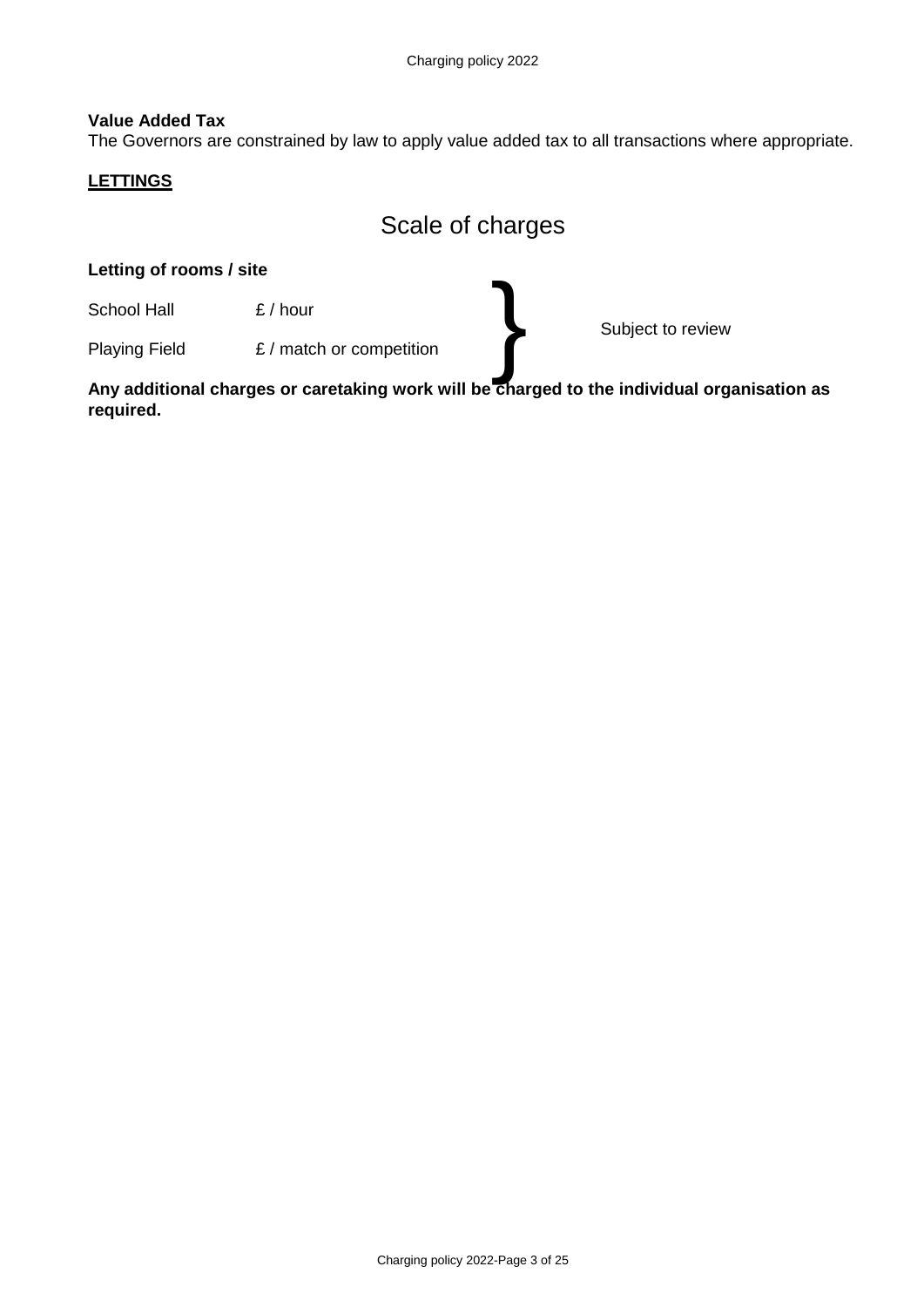**Value Added Tax**

The Governors are constrained by law to apply value added tax to all transactions where appropriate.

**LETTINGS**

# Scale of charges

**Letting of rooms / site**

| | | |
|---|---|---|
| School Hall | £ / hour | Subject to review |
| Playing Field | £ / match or competition | |

**Any additional charges or caretaking work will be charged to the individual organisation as required.**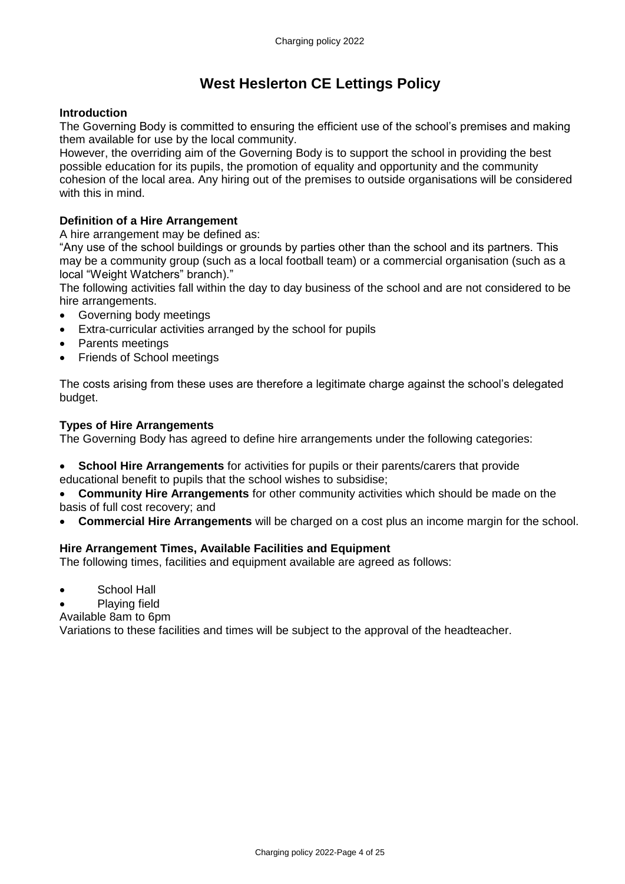# West Heslerton CE Lettings Policy

**Introduction**

The Governing Body is committed to ensuring the efficient use of the school's premises and making them available for use by the local community.

However, the overriding aim of the Governing Body is to support the school in providing the best possible education for its pupils, the promotion of equality and opportunity and the community cohesion of the local area. Any hiring out of the premises to outside organisations will be considered with this in mind.

**Definition of a Hire Arrangement**

A hire arrangement may be defined as:

"Any use of the school buildings or grounds by parties other than the school and its partners. This may be a community group (such as a local football team) or a commercial organisation (such as a local "Weight Watchers" branch)."

The following activities fall within the day to day business of the school and are not considered to be hire arrangements.

- Governing body meetings
- Extra-curricular activities arranged by the school for pupils
- Parents meetings
- Friends of School meetings

The costs arising from these uses are therefore a legitimate charge against the school's delegated budget.

**Types of Hire Arrangements**

The Governing Body has agreed to define hire arrangements under the following categories:

- **School Hire Arrangements** for activities for pupils or their parents/carers that provide educational benefit to pupils that the school wishes to subsidise;
- **Community Hire Arrangements** for other community activities which should be made on the basis of full cost recovery; and
- **Commercial Hire Arrangements** will be charged on a cost plus an income margin for the school.

**Hire Arrangement Times, Available Facilities and Equipment**

The following times, facilities and equipment available are agreed as follows:

- School Hall
- Playing field

Available 8am to 6pm

Variations to these facilities and times will be subject to the approval of the headteacher.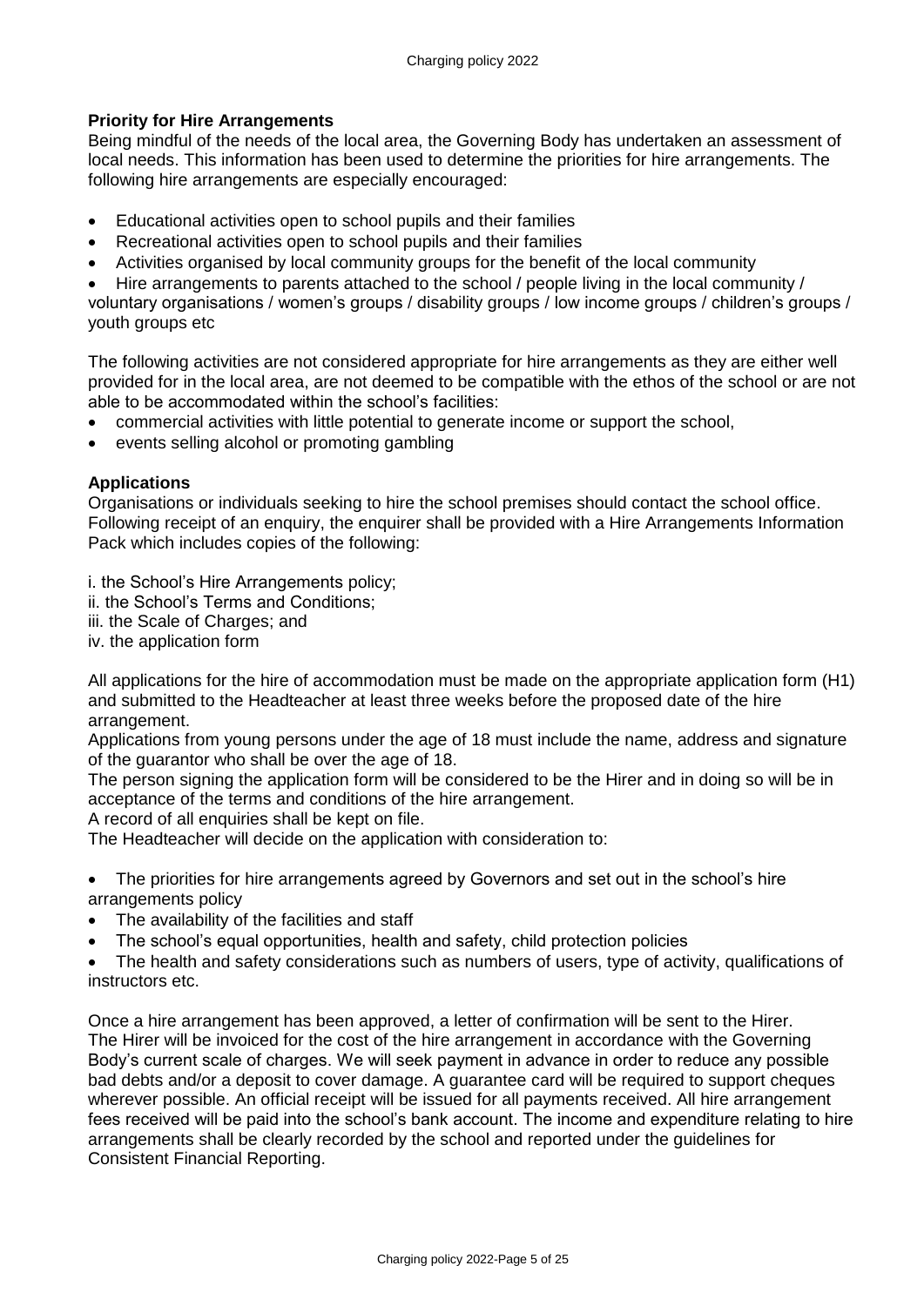**Priority for Hire Arrangements**

Being mindful of the needs of the local area, the Governing Body has undertaken an assessment of local needs. This information has been used to determine the priorities for hire arrangements. The following hire arrangements are especially encouraged:

- Educational activities open to school pupils and their families
- Recreational activities open to school pupils and their families
- Activities organised by local community groups for the benefit of the local community
- Hire arrangements to parents attached to the school / people living in the local community / voluntary organisations / women's groups / disability groups / low income groups / children's groups / youth groups etc

The following activities are not considered appropriate for hire arrangements as they are either well provided for in the local area, are not deemed to be compatible with the ethos of the school or are not able to be accommodated within the school's facilities:

- commercial activities with little potential to generate income or support the school,
- events selling alcohol or promoting gambling

**Applications**

Organisations or individuals seeking to hire the school premises should contact the school office. Following receipt of an enquiry, the enquirer shall be provided with a Hire Arrangements Information Pack which includes copies of the following:

i. the School's Hire Arrangements policy;
ii. the School's Terms and Conditions;
iii. the Scale of Charges; and
iv. the application form

All applications for the hire of accommodation must be made on the appropriate application form (H1) and submitted to the Headteacher at least three weeks before the proposed date of the hire arrangement.

Applications from young persons under the age of 18 must include the name, address and signature of the guarantor who shall be over the age of 18.

The person signing the application form will be considered to be the Hirer and in doing so will be in acceptance of the terms and conditions of the hire arrangement.

A record of all enquiries shall be kept on file.

The Headteacher will decide on the application with consideration to:

- The priorities for hire arrangements agreed by Governors and set out in the school's hire arrangements policy
- The availability of the facilities and staff
- The school's equal opportunities, health and safety, child protection policies
- The health and safety considerations such as numbers of users, type of activity, qualifications of instructors etc.

Once a hire arrangement has been approved, a letter of confirmation will be sent to the Hirer. The Hirer will be invoiced for the cost of the hire arrangement in accordance with the Governing Body's current scale of charges. We will seek payment in advance in order to reduce any possible bad debts and/or a deposit to cover damage. A guarantee card will be required to support cheques wherever possible. An official receipt will be issued for all payments received. All hire arrangement fees received will be paid into the school's bank account. The income and expenditure relating to hire arrangements shall be clearly recorded by the school and reported under the guidelines for Consistent Financial Reporting.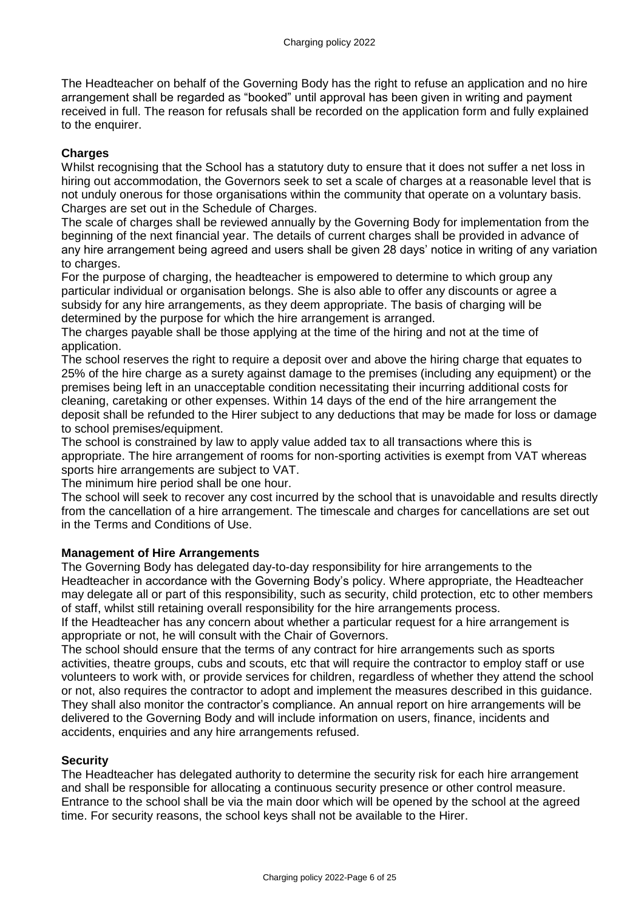The Headteacher on behalf of the Governing Body has the right to refuse an application and no hire arrangement shall be regarded as "booked" until approval has been given in writing and payment received in full. The reason for refusals shall be recorded on the application form and fully explained to the enquirer.

**Charges**

Whilst recognising that the School has a statutory duty to ensure that it does not suffer a net loss in hiring out accommodation, the Governors seek to set a scale of charges at a reasonable level that is not unduly onerous for those organisations within the community that operate on a voluntary basis. Charges are set out in the Schedule of Charges.

The scale of charges shall be reviewed annually by the Governing Body for implementation from the beginning of the next financial year. The details of current charges shall be provided in advance of any hire arrangement being agreed and users shall be given 28 days' notice in writing of any variation to charges.

For the purpose of charging, the headteacher is empowered to determine to which group any particular individual or organisation belongs. She is also able to offer any discounts or agree a subsidy for any hire arrangements, as they deem appropriate. The basis of charging will be determined by the purpose for which the hire arrangement is arranged.

The charges payable shall be those applying at the time of the hiring and not at the time of application.

The school reserves the right to require a deposit over and above the hiring charge that equates to 25% of the hire charge as a surety against damage to the premises (including any equipment) or the premises being left in an unacceptable condition necessitating their incurring additional costs for cleaning, caretaking or other expenses. Within 14 days of the end of the hire arrangement the deposit shall be refunded to the Hirer subject to any deductions that may be made for loss or damage to school premises/equipment.

The school is constrained by law to apply value added tax to all transactions where this is appropriate. The hire arrangement of rooms for non-sporting activities is exempt from VAT whereas sports hire arrangements are subject to VAT.

The minimum hire period shall be one hour.

The school will seek to recover any cost incurred by the school that is unavoidable and results directly from the cancellation of a hire arrangement. The timescale and charges for cancellations are set out in the Terms and Conditions of Use.

**Management of Hire Arrangements**

The Governing Body has delegated day-to-day responsibility for hire arrangements to the Headteacher in accordance with the Governing Body's policy. Where appropriate, the Headteacher may delegate all or part of this responsibility, such as security, child protection, etc to other members of staff, whilst still retaining overall responsibility for the hire arrangements process.

If the Headteacher has any concern about whether a particular request for a hire arrangement is appropriate or not, he will consult with the Chair of Governors.

The school should ensure that the terms of any contract for hire arrangements such as sports activities, theatre groups, cubs and scouts, etc that will require the contractor to employ staff or use volunteers to work with, or provide services for children, regardless of whether they attend the school or not, also requires the contractor to adopt and implement the measures described in this guidance. They shall also monitor the contractor's compliance. An annual report on hire arrangements will be delivered to the Governing Body and will include information on users, finance, incidents and accidents, enquiries and any hire arrangements refused.

**Security**

The Headteacher has delegated authority to determine the security risk for each hire arrangement and shall be responsible for allocating a continuous security presence or other control measure. Entrance to the school shall be via the main door which will be opened by the school at the agreed time. For security reasons, the school keys shall not be available to the Hirer.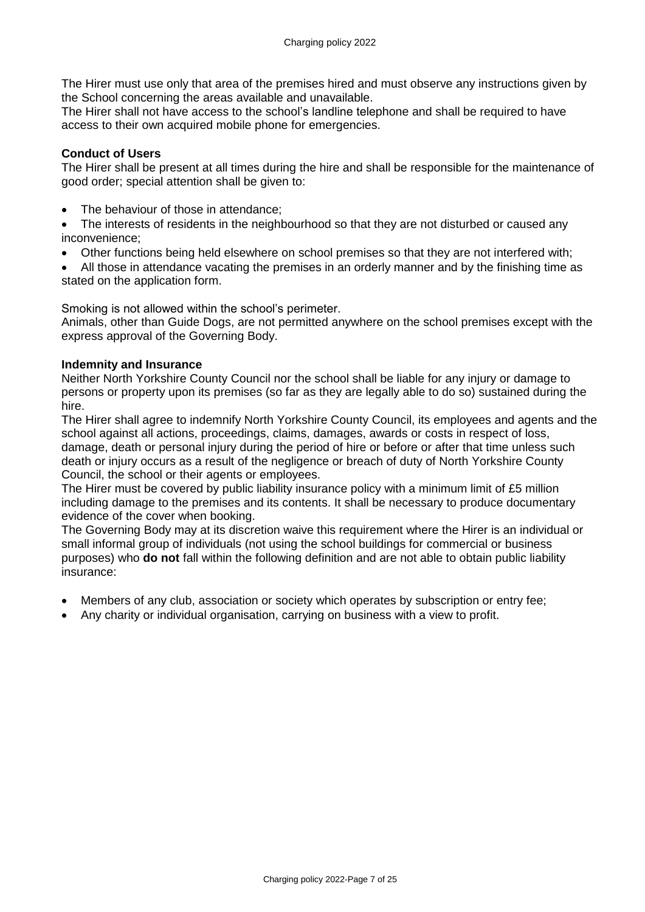The Hirer must use only that area of the premises hired and must observe any instructions given by the School concerning the areas available and unavailable.

The Hirer shall not have access to the school's landline telephone and shall be required to have access to their own acquired mobile phone for emergencies.

**Conduct of Users**

The Hirer shall be present at all times during the hire and shall be responsible for the maintenance of good order; special attention shall be given to:

- The behaviour of those in attendance;
- The interests of residents in the neighbourhood so that they are not disturbed or caused any inconvenience;
- Other functions being held elsewhere on school premises so that they are not interfered with;
- All those in attendance vacating the premises in an orderly manner and by the finishing time as stated on the application form.

Smoking is not allowed within the school's perimeter.

Animals, other than Guide Dogs, are not permitted anywhere on the school premises except with the express approval of the Governing Body.

**Indemnity and Insurance**

Neither North Yorkshire County Council nor the school shall be liable for any injury or damage to persons or property upon its premises (so far as they are legally able to do so) sustained during the hire.

The Hirer shall agree to indemnify North Yorkshire County Council, its employees and agents and the school against all actions, proceedings, claims, damages, awards or costs in respect of loss, damage, death or personal injury during the period of hire or before or after that time unless such death or injury occurs as a result of the negligence or breach of duty of North Yorkshire County Council, the school or their agents or employees.

The Hirer must be covered by public liability insurance policy with a minimum limit of £5 million including damage to the premises and its contents. It shall be necessary to produce documentary evidence of the cover when booking.

The Governing Body may at its discretion waive this requirement where the Hirer is an individual or small informal group of individuals (not using the school buildings for commercial or business purposes) who **do not** fall within the following definition and are not able to obtain public liability insurance:

- Members of any club, association or society which operates by subscription or entry fee;
- Any charity or individual organisation, carrying on business with a view to profit.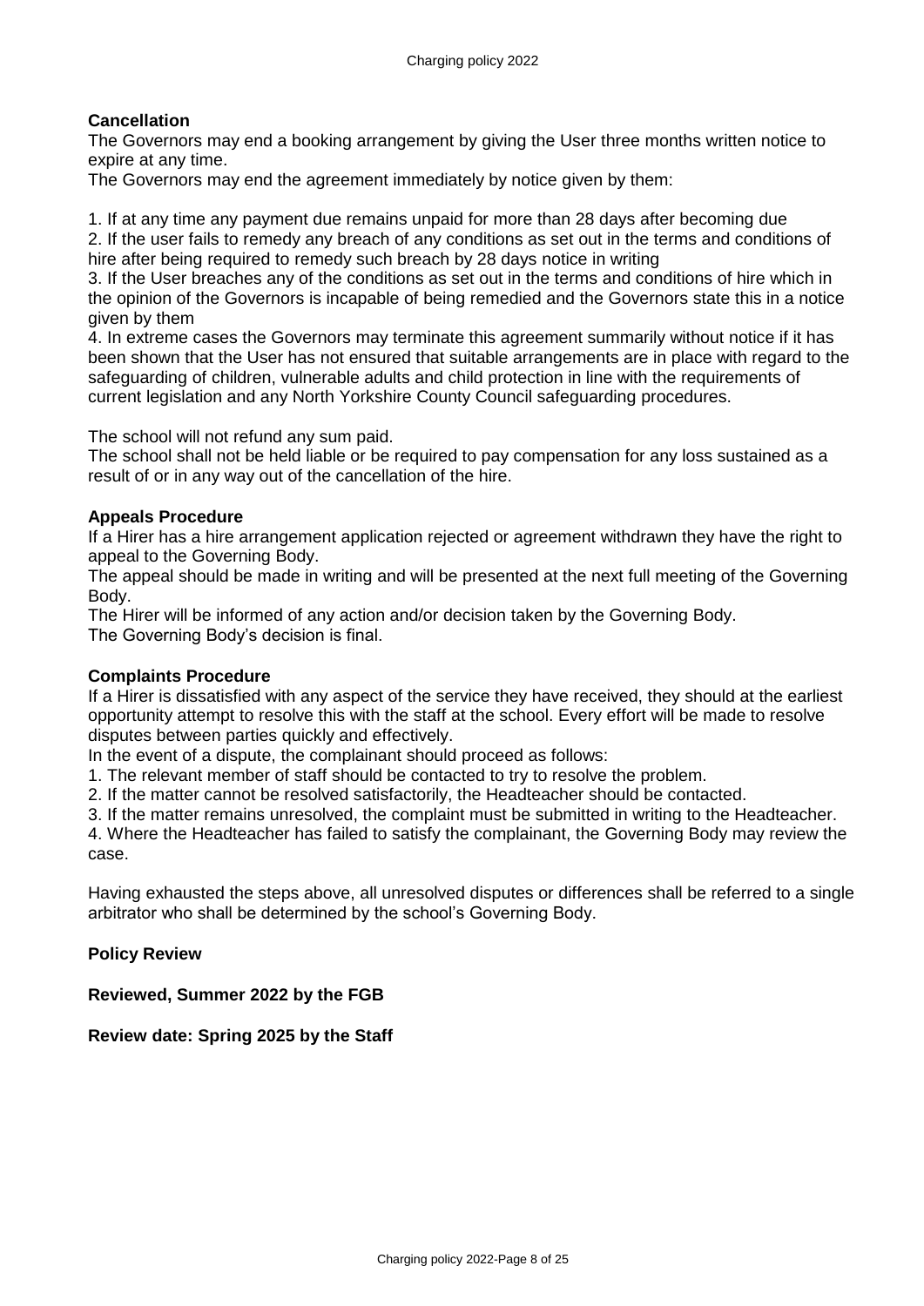**Cancellation**

The Governors may end a booking arrangement by giving the User three months written notice to expire at any time.

The Governors may end the agreement immediately by notice given by them:

1. If at any time any payment due remains unpaid for more than 28 days after becoming due
2. If the user fails to remedy any breach of any conditions as set out in the terms and conditions of hire after being required to remedy such breach by 28 days notice in writing
3. If the User breaches any of the conditions as set out in the terms and conditions of hire which in the opinion of the Governors is incapable of being remedied and the Governors state this in a notice given by them
4. In extreme cases the Governors may terminate this agreement summarily without notice if it has been shown that the User has not ensured that suitable arrangements are in place with regard to the safeguarding of children, vulnerable adults and child protection in line with the requirements of current legislation and any North Yorkshire County Council safeguarding procedures.

The school will not refund any sum paid.

The school shall not be held liable or be required to pay compensation for any loss sustained as a result of or in any way out of the cancellation of the hire.

**Appeals Procedure**

If a Hirer has a hire arrangement application rejected or agreement withdrawn they have the right to appeal to the Governing Body.

The appeal should be made in writing and will be presented at the next full meeting of the Governing Body.

The Hirer will be informed of any action and/or decision taken by the Governing Body.

The Governing Body's decision is final.

**Complaints Procedure**

If a Hirer is dissatisfied with any aspect of the service they have received, they should at the earliest opportunity attempt to resolve this with the staff at the school. Every effort will be made to resolve disputes between parties quickly and effectively.

In the event of a dispute, the complainant should proceed as follows:

1. The relevant member of staff should be contacted to try to resolve the problem.
2. If the matter cannot be resolved satisfactorily, the Headteacher should be contacted.
3. If the matter remains unresolved, the complaint must be submitted in writing to the Headteacher.
4. Where the Headteacher has failed to satisfy the complainant, the Governing Body may review the case.

Having exhausted the steps above, all unresolved disputes or differences shall be referred to a single arbitrator who shall be determined by the school's Governing Body.

**Policy Review**

**Reviewed, Summer 2022 by the FGB**

**Review date: Spring 2025 by the Staff**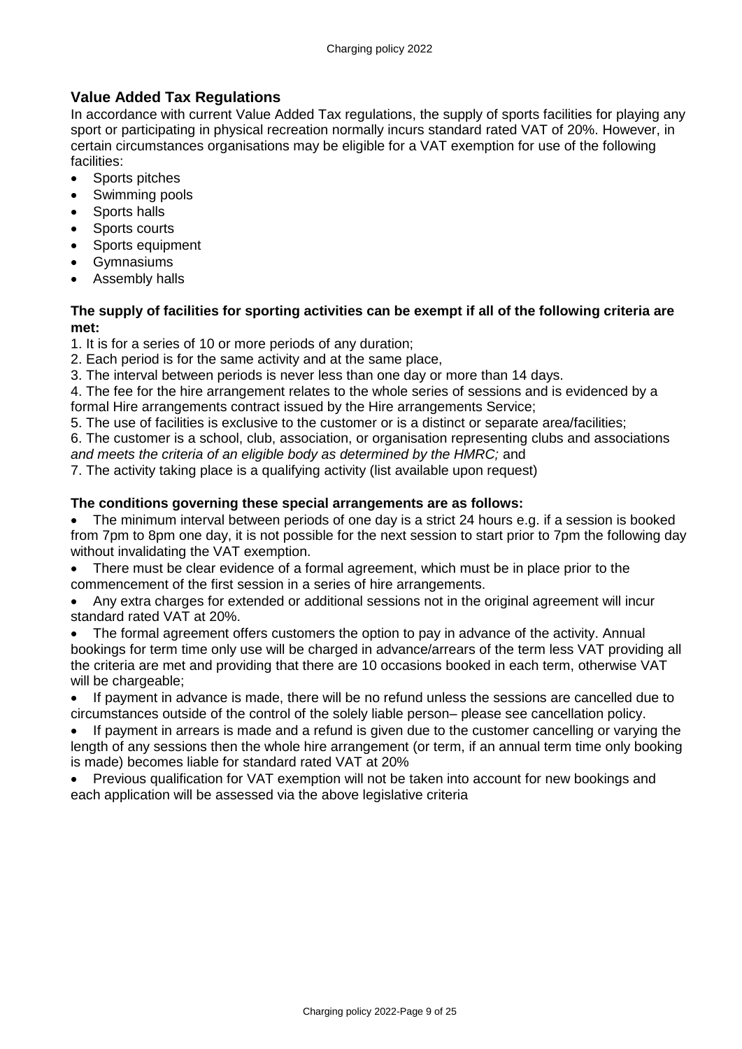## Value Added Tax Regulations

In accordance with current Value Added Tax regulations, the supply of sports facilities for playing any sport or participating in physical recreation normally incurs standard rated VAT of 20%. However, in certain circumstances organisations may be eligible for a VAT exemption for use of the following facilities:

- Sports pitches
- Swimming pools
- Sports halls
- Sports courts
- Sports equipment
- Gymnasiums
- Assembly halls

**The supply of facilities for sporting activities can be exempt if all of the following criteria are met:**

1. It is for a series of 10 or more periods of any duration;
2. Each period is for the same activity and at the same place,
3. The interval between periods is never less than one day or more than 14 days.
4. The fee for the hire arrangement relates to the whole series of sessions and is evidenced by a formal Hire arrangements contract issued by the Hire arrangements Service;
5. The use of facilities is exclusive to the customer or is a distinct or separate area/facilities;
6. The customer is a school, club, association, or organisation representing clubs and associations *and meets the criteria of an eligible body as determined by the HMRC;* and
7. The activity taking place is a qualifying activity (list available upon request)

**The conditions governing these special arrangements are as follows:**

- The minimum interval between periods of one day is a strict 24 hours e.g. if a session is booked from 7pm to 8pm one day, it is not possible for the next session to start prior to 7pm the following day without invalidating the VAT exemption.
- There must be clear evidence of a formal agreement, which must be in place prior to the commencement of the first session in a series of hire arrangements.
- Any extra charges for extended or additional sessions not in the original agreement will incur standard rated VAT at 20%.
- The formal agreement offers customers the option to pay in advance of the activity. Annual bookings for term time only use will be charged in advance/arrears of the term less VAT providing all the criteria are met and providing that there are 10 occasions booked in each term, otherwise VAT will be chargeable;
- If payment in advance is made, there will be no refund unless the sessions are cancelled due to circumstances outside of the control of the solely liable person– please see cancellation policy.
- If payment in arrears is made and a refund is given due to the customer cancelling or varying the length of any sessions then the whole hire arrangement (or term, if an annual term time only booking is made) becomes liable for standard rated VAT at 20%
- Previous qualification for VAT exemption will not be taken into account for new bookings and each application will be assessed via the above legislative criteria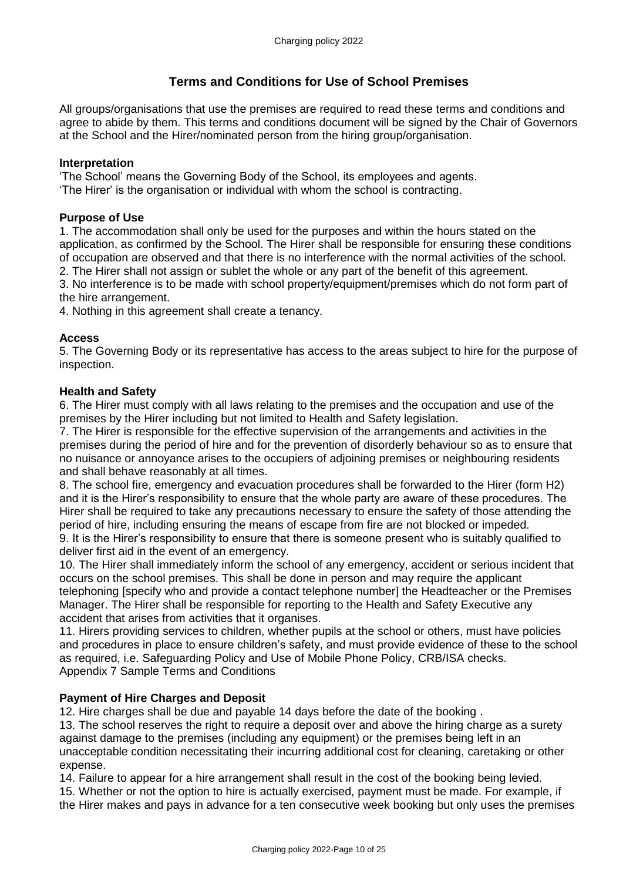## Terms and Conditions for Use of School Premises

All groups/organisations that use the premises are required to read these terms and conditions and agree to abide by them. This terms and conditions document will be signed by the Chair of Governors at the School and the Hirer/nominated person from the hiring group/organisation.

**Interpretation**

'The School' means the Governing Body of the School, its employees and agents.
'The Hirer' is the organisation or individual with whom the school is contracting.

**Purpose of Use**

1. The accommodation shall only be used for the purposes and within the hours stated on the application, as confirmed by the School. The Hirer shall be responsible for ensuring these conditions of occupation are observed and that there is no interference with the normal activities of the school.
2. The Hirer shall not assign or sublet the whole or any part of the benefit of this agreement.
3. No interference is to be made with school property/equipment/premises which do not form part of the hire arrangement.
4. Nothing in this agreement shall create a tenancy.

**Access**

5. The Governing Body or its representative has access to the areas subject to hire for the purpose of inspection.

**Health and Safety**

6. The Hirer must comply with all laws relating to the premises and the occupation and use of the premises by the Hirer including but not limited to Health and Safety legislation.
7. The Hirer is responsible for the effective supervision of the arrangements and activities in the premises during the period of hire and for the prevention of disorderly behaviour so as to ensure that no nuisance or annoyance arises to the occupiers of adjoining premises or neighbouring residents and shall behave reasonably at all times.
8. The school fire, emergency and evacuation procedures shall be forwarded to the Hirer (form H2) and it is the Hirer's responsibility to ensure that the whole party are aware of these procedures. The Hirer shall be required to take any precautions necessary to ensure the safety of those attending the period of hire, including ensuring the means of escape from fire are not blocked or impeded.
9. It is the Hirer's responsibility to ensure that there is someone present who is suitably qualified to deliver first aid in the event of an emergency.
10. The Hirer shall immediately inform the school of any emergency, accident or serious incident that occurs on the school premises. This shall be done in person and may require the applicant telephoning [specify who and provide a contact telephone number] the Headteacher or the Premises Manager. The Hirer shall be responsible for reporting to the Health and Safety Executive any accident that arises from activities that it organises.
11. Hirers providing services to children, whether pupils at the school or others, must have policies and procedures in place to ensure children's safety, and must provide evidence of these to the school as required, i.e. Safeguarding Policy and Use of Mobile Phone Policy, CRB/ISA checks.

Appendix 7 Sample Terms and Conditions

**Payment of Hire Charges and Deposit**

12. Hire charges shall be due and payable 14 days before the date of the booking .
13. The school reserves the right to require a deposit over and above the hiring charge as a surety against damage to the premises (including any equipment) or the premises being left in an unacceptable condition necessitating their incurring additional cost for cleaning, caretaking or other expense.
14. Failure to appear for a hire arrangement shall result in the cost of the booking being levied.
15. Whether or not the option to hire is actually exercised, payment must be made. For example, if the Hirer makes and pays in advance for a ten consecutive week booking but only uses the premises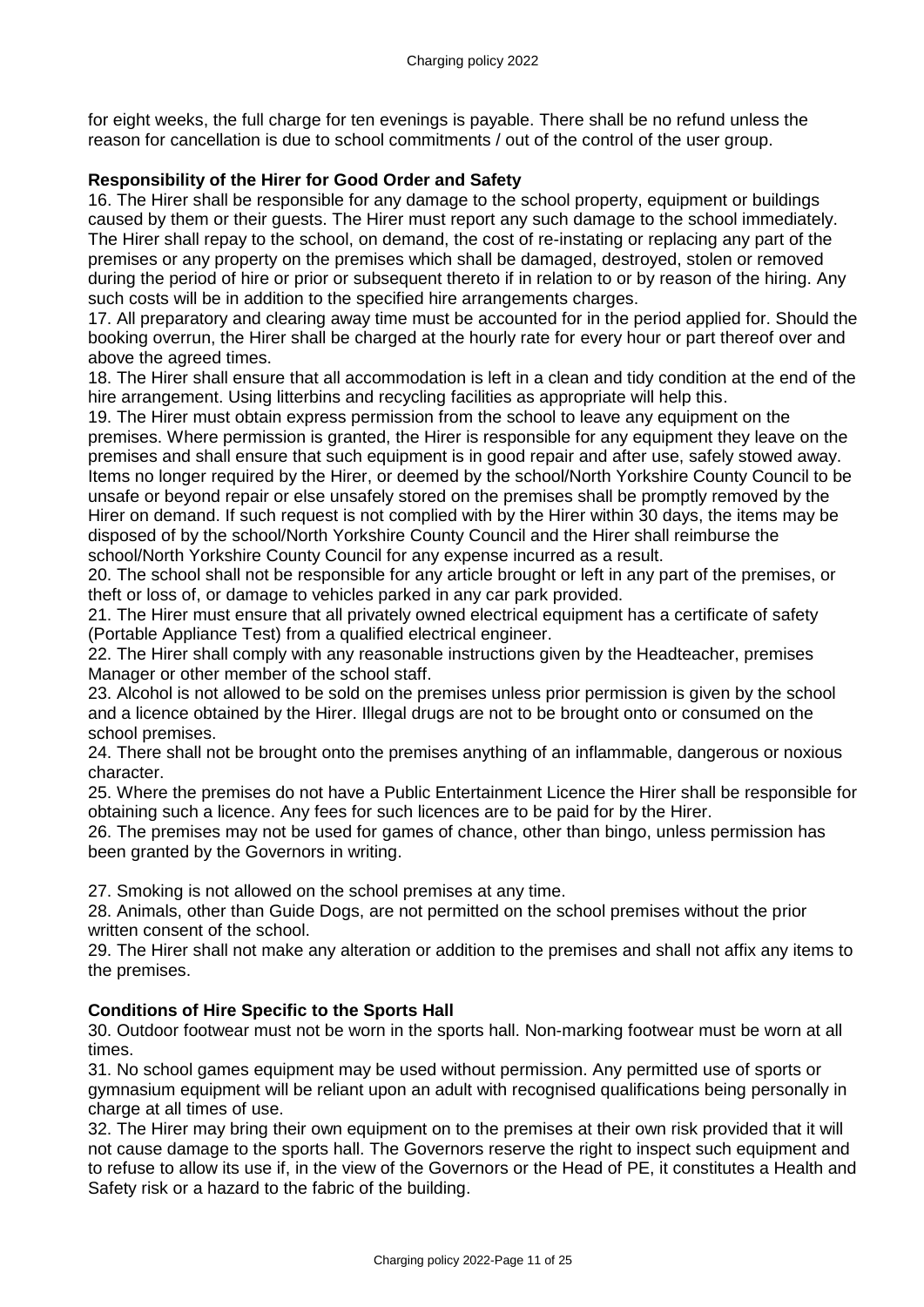for eight weeks, the full charge for ten evenings is payable. There shall be no refund unless the reason for cancellation is due to school commitments / out of the control of the user group.

**Responsibility of the Hirer for Good Order and Safety**

16. The Hirer shall be responsible for any damage to the school property, equipment or buildings caused by them or their guests. The Hirer must report any such damage to the school immediately. The Hirer shall repay to the school, on demand, the cost of re-instating or replacing any part of the premises or any property on the premises which shall be damaged, destroyed, stolen or removed during the period of hire or prior or subsequent thereto if in relation to or by reason of the hiring. Any such costs will be in addition to the specified hire arrangements charges.
17. All preparatory and clearing away time must be accounted for in the period applied for. Should the booking overrun, the Hirer shall be charged at the hourly rate for every hour or part thereof over and above the agreed times.
18. The Hirer shall ensure that all accommodation is left in a clean and tidy condition at the end of the hire arrangement. Using litterbins and recycling facilities as appropriate will help this.
19. The Hirer must obtain express permission from the school to leave any equipment on the premises. Where permission is granted, the Hirer is responsible for any equipment they leave on the premises and shall ensure that such equipment is in good repair and after use, safely stowed away. Items no longer required by the Hirer, or deemed by the school/North Yorkshire County Council to be unsafe or beyond repair or else unsafely stored on the premises shall be promptly removed by the Hirer on demand. If such request is not complied with by the Hirer within 30 days, the items may be disposed of by the school/North Yorkshire County Council and the Hirer shall reimburse the school/North Yorkshire County Council for any expense incurred as a result.
20. The school shall not be responsible for any article brought or left in any part of the premises, or theft or loss of, or damage to vehicles parked in any car park provided.
21. The Hirer must ensure that all privately owned electrical equipment has a certificate of safety (Portable Appliance Test) from a qualified electrical engineer.
22. The Hirer shall comply with any reasonable instructions given by the Headteacher, premises Manager or other member of the school staff.
23. Alcohol is not allowed to be sold on the premises unless prior permission is given by the school and a licence obtained by the Hirer. Illegal drugs are not to be brought onto or consumed on the school premises.
24. There shall not be brought onto the premises anything of an inflammable, dangerous or noxious character.
25. Where the premises do not have a Public Entertainment Licence the Hirer shall be responsible for obtaining such a licence. Any fees for such licences are to be paid for by the Hirer.
26. The premises may not be used for games of chance, other than bingo, unless permission has been granted by the Governors in writing.

27. Smoking is not allowed on the school premises at any time.
28. Animals, other than Guide Dogs, are not permitted on the school premises without the prior written consent of the school.
29. The Hirer shall not make any alteration or addition to the premises and shall not affix any items to the premises.

**Conditions of Hire Specific to the Sports Hall**

30. Outdoor footwear must not be worn in the sports hall. Non-marking footwear must be worn at all times.
31. No school games equipment may be used without permission. Any permitted use of sports or gymnasium equipment will be reliant upon an adult with recognised qualifications being personally in charge at all times of use.
32. The Hirer may bring their own equipment on to the premises at their own risk provided that it will not cause damage to the sports hall. The Governors reserve the right to inspect such equipment and to refuse to allow its use if, in the view of the Governors or the Head of PE, it constitutes a Health and Safety risk or a hazard to the fabric of the building.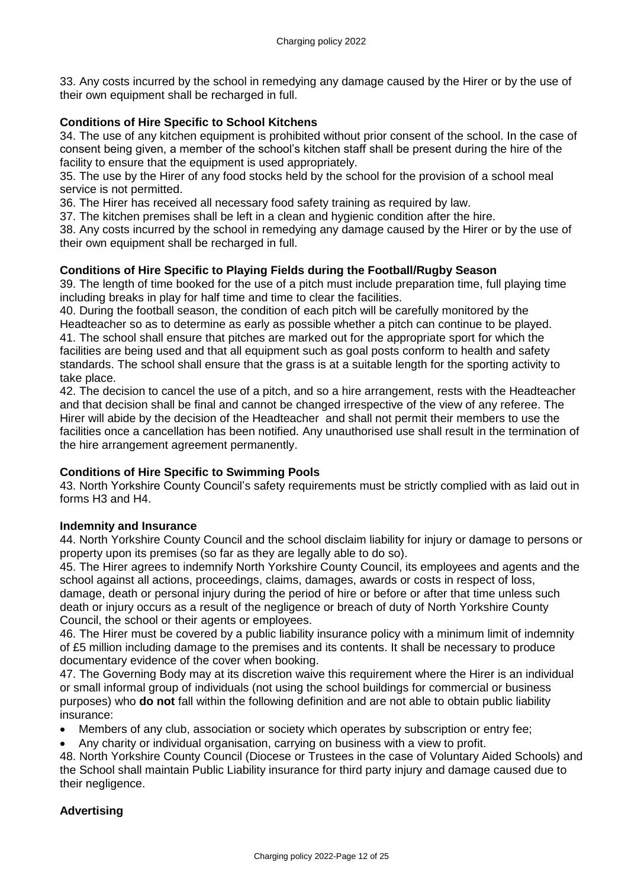33. Any costs incurred by the school in remedying any damage caused by the Hirer or by the use of their own equipment shall be recharged in full.

**Conditions of Hire Specific to School Kitchens**

34. The use of any kitchen equipment is prohibited without prior consent of the school. In the case of consent being given, a member of the school's kitchen staff shall be present during the hire of the facility to ensure that the equipment is used appropriately.
35. The use by the Hirer of any food stocks held by the school for the provision of a school meal service is not permitted.
36. The Hirer has received all necessary food safety training as required by law.
37. The kitchen premises shall be left in a clean and hygienic condition after the hire.
38. Any costs incurred by the school in remedying any damage caused by the Hirer or by the use of their own equipment shall be recharged in full.

**Conditions of Hire Specific to Playing Fields during the Football/Rugby Season**

39. The length of time booked for the use of a pitch must include preparation time, full playing time including breaks in play for half time and time to clear the facilities.
40. During the football season, the condition of each pitch will be carefully monitored by the Headteacher so as to determine as early as possible whether a pitch can continue to be played.
41. The school shall ensure that pitches are marked out for the appropriate sport for which the facilities are being used and that all equipment such as goal posts conform to health and safety standards. The school shall ensure that the grass is at a suitable length for the sporting activity to take place.
42. The decision to cancel the use of a pitch, and so a hire arrangement, rests with the Headteacher and that decision shall be final and cannot be changed irrespective of the view of any referee. The Hirer will abide by the decision of the Headteacher and shall not permit their members to use the facilities once a cancellation has been notified. Any unauthorised use shall result in the termination of the hire arrangement agreement permanently.

**Conditions of Hire Specific to Swimming Pools**

43. North Yorkshire County Council's safety requirements must be strictly complied with as laid out in forms H3 and H4.

**Indemnity and Insurance**

44. North Yorkshire County Council and the school disclaim liability for injury or damage to persons or property upon its premises (so far as they are legally able to do so).
45. The Hirer agrees to indemnify North Yorkshire County Council, its employees and agents and the school against all actions, proceedings, claims, damages, awards or costs in respect of loss, damage, death or personal injury during the period of hire or before or after that time unless such death or injury occurs as a result of the negligence or breach of duty of North Yorkshire County Council, the school or their agents or employees.
46. The Hirer must be covered by a public liability insurance policy with a minimum limit of indemnity of £5 million including damage to the premises and its contents. It shall be necessary to produce documentary evidence of the cover when booking.
47. The Governing Body may at its discretion waive this requirement where the Hirer is an individual or small informal group of individuals (not using the school buildings for commercial or business purposes) who **do not** fall within the following definition and are not able to obtain public liability insurance:

- Members of any club, association or society which operates by subscription or entry fee;
- Any charity or individual organisation, carrying on business with a view to profit.

48. North Yorkshire County Council (Diocese or Trustees in the case of Voluntary Aided Schools) and the School shall maintain Public Liability insurance for third party injury and damage caused due to their negligence.

**Advertising**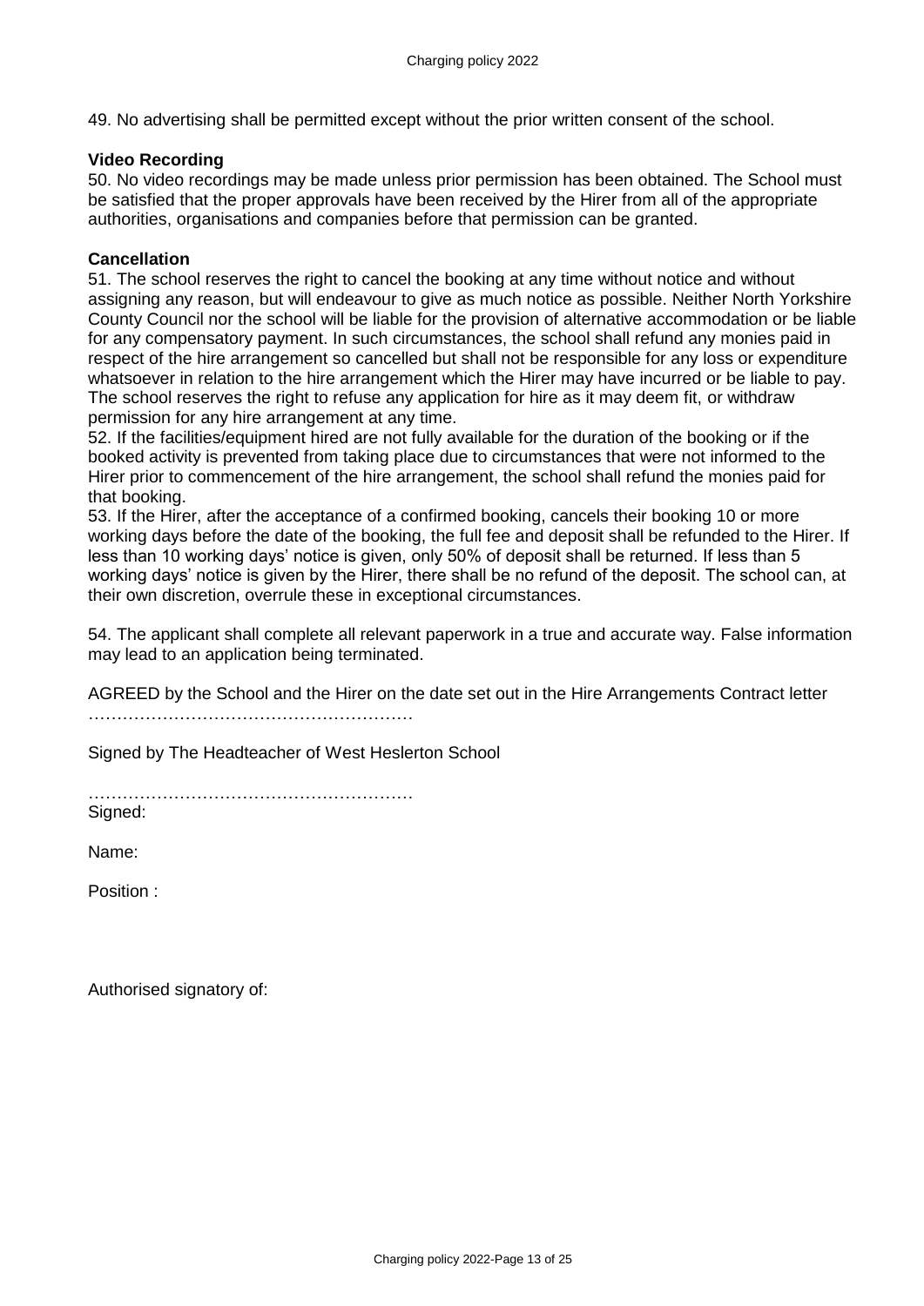49. No advertising shall be permitted except without the prior written consent of the school.

**Video Recording**

50. No video recordings may be made unless prior permission has been obtained. The School must be satisfied that the proper approvals have been received by the Hirer from all of the appropriate authorities, organisations and companies before that permission can be granted.

**Cancellation**

51. The school reserves the right to cancel the booking at any time without notice and without assigning any reason, but will endeavour to give as much notice as possible. Neither North Yorkshire County Council nor the school will be liable for the provision of alternative accommodation or be liable for any compensatory payment. In such circumstances, the school shall refund any monies paid in respect of the hire arrangement so cancelled but shall not be responsible for any loss or expenditure whatsoever in relation to the hire arrangement which the Hirer may have incurred or be liable to pay. The school reserves the right to refuse any application for hire as it may deem fit, or withdraw permission for any hire arrangement at any time.

52. If the facilities/equipment hired are not fully available for the duration of the booking or if the booked activity is prevented from taking place due to circumstances that were not informed to the Hirer prior to commencement of the hire arrangement, the school shall refund the monies paid for that booking.

53. If the Hirer, after the acceptance of a confirmed booking, cancels their booking 10 or more working days before the date of the booking, the full fee and deposit shall be refunded to the Hirer. If less than 10 working days' notice is given, only 50% of deposit shall be returned. If less than 5 working days' notice is given by the Hirer, there shall be no refund of the deposit. The school can, at their own discretion, overrule these in exceptional circumstances.

54. The applicant shall complete all relevant paperwork in a true and accurate way. False information may lead to an application being terminated.

AGREED by the School and the Hirer on the date set out in the Hire Arrangements Contract letter

…………………………………………………

Signed by The Headteacher of West Heslerton School

…………………………………………………

Signed:

Name:

Position :

Authorised signatory of: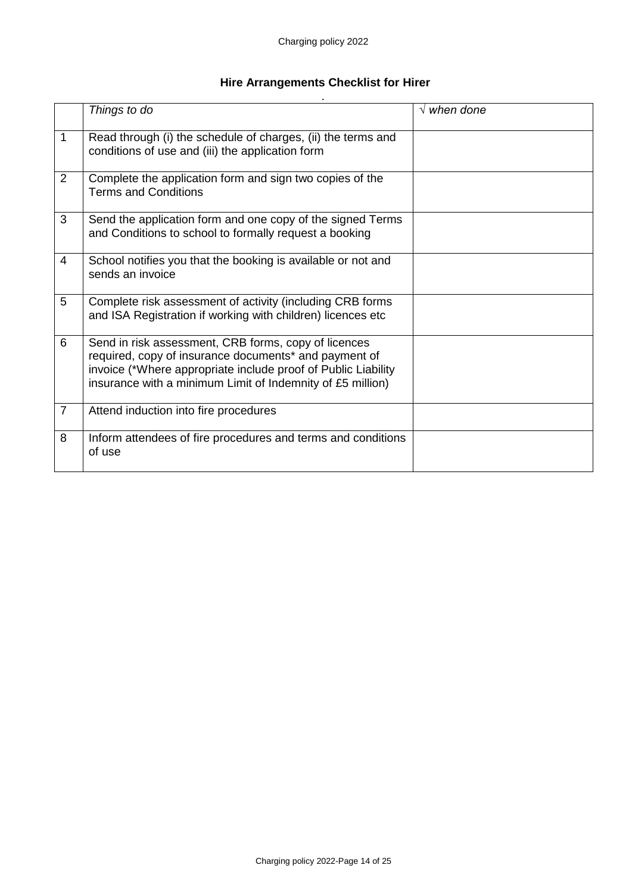### Hire Arrangements Checklist for Hirer

| | *Things to do* | √ *when done* |
|---|---|---|
| 1 | Read through (i) the schedule of charges, (ii) the terms and conditions of use and (iii) the application form | |
| 2 | Complete the application form and sign two copies of the Terms and Conditions | |
| 3 | Send the application form and one copy of the signed Terms and Conditions to school to formally request a booking | |
| 4 | School notifies you that the booking is available or not and sends an invoice | |
| 5 | Complete risk assessment of activity (including CRB forms and ISA Registration if working with children) licences etc | |
| 6 | Send in risk assessment, CRB forms, copy of licences required, copy of insurance documents* and payment of invoice (*Where appropriate include proof of Public Liability insurance with a minimum Limit of Indemnity of £5 million) | |
| 7 | Attend induction into fire procedures | |
| 8 | Inform attendees of fire procedures and terms and conditions of use | |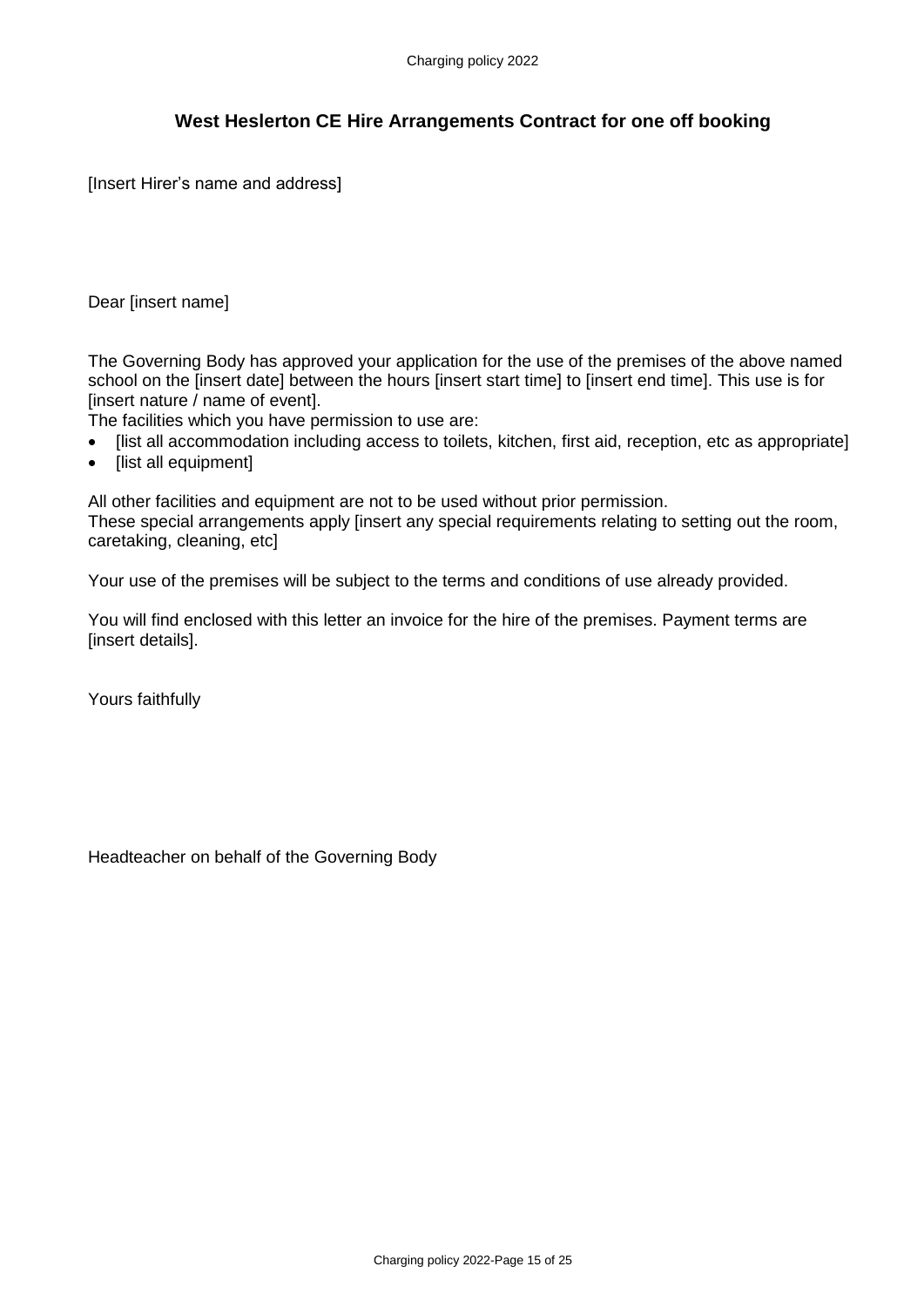## West Heslerton CE Hire Arrangements Contract for one off booking

[Insert Hirer's name and address]

Dear [insert name]

The Governing Body has approved your application for the use of the premises of the above named school on the [insert date] between the hours [insert start time] to [insert end time]. This use is for [insert nature / name of event].

The facilities which you have permission to use are:

- [list all accommodation including access to toilets, kitchen, first aid, reception, etc as appropriate]
- [list all equipment]

All other facilities and equipment are not to be used without prior permission.
These special arrangements apply [insert any special requirements relating to setting out the room, caretaking, cleaning, etc]

Your use of the premises will be subject to the terms and conditions of use already provided.

You will find enclosed with this letter an invoice for the hire of the premises. Payment terms are [insert details].

Yours faithfully

Headteacher on behalf of the Governing Body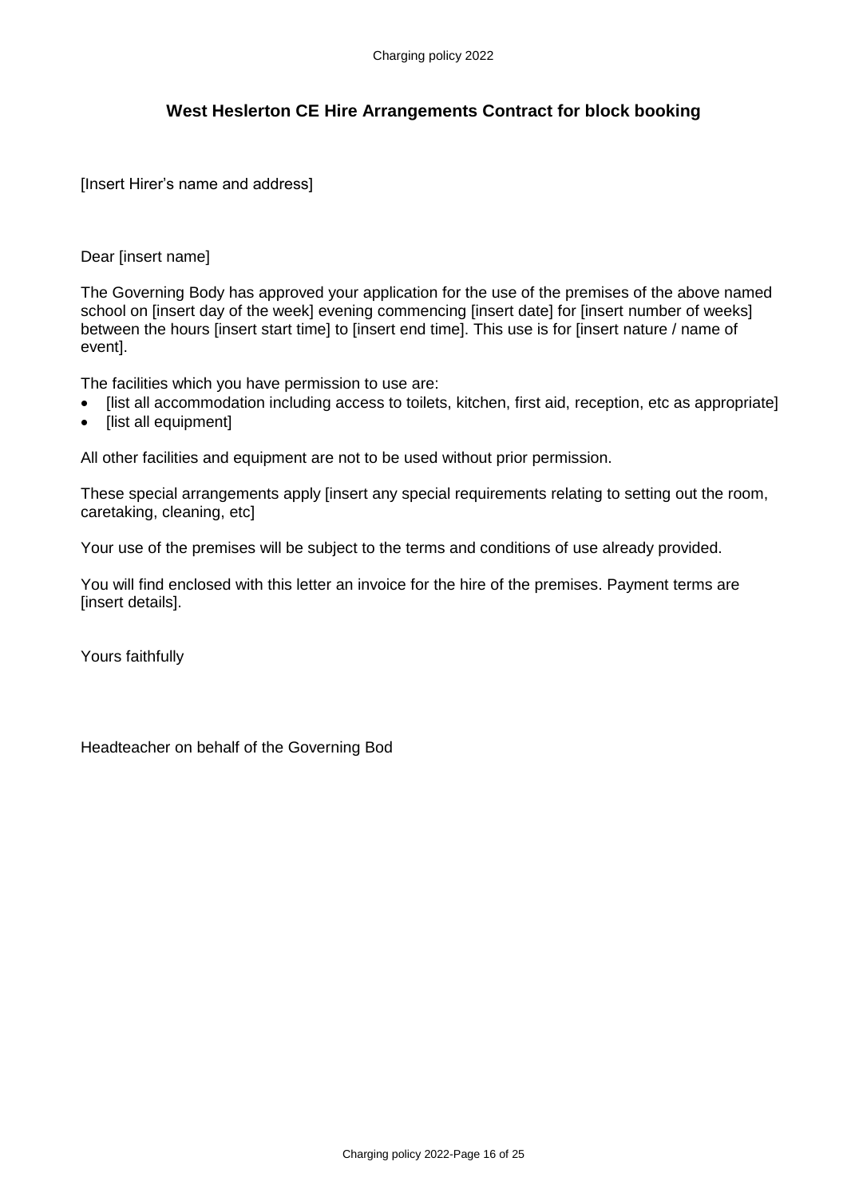## West Heslerton CE Hire Arrangements Contract for block booking

[Insert Hirer's name and address]

Dear [insert name]

The Governing Body has approved your application for the use of the premises of the above named school on [insert day of the week] evening commencing [insert date] for [insert number of weeks] between the hours [insert start time] to [insert end time]. This use is for [insert nature / name of event].

The facilities which you have permission to use are:

- [list all accommodation including access to toilets, kitchen, first aid, reception, etc as appropriate]
- [list all equipment]

All other facilities and equipment are not to be used without prior permission.

These special arrangements apply [insert any special requirements relating to setting out the room, caretaking, cleaning, etc]

Your use of the premises will be subject to the terms and conditions of use already provided.

You will find enclosed with this letter an invoice for the hire of the premises. Payment terms are [insert details].

Yours faithfully

Headteacher on behalf of the Governing Bod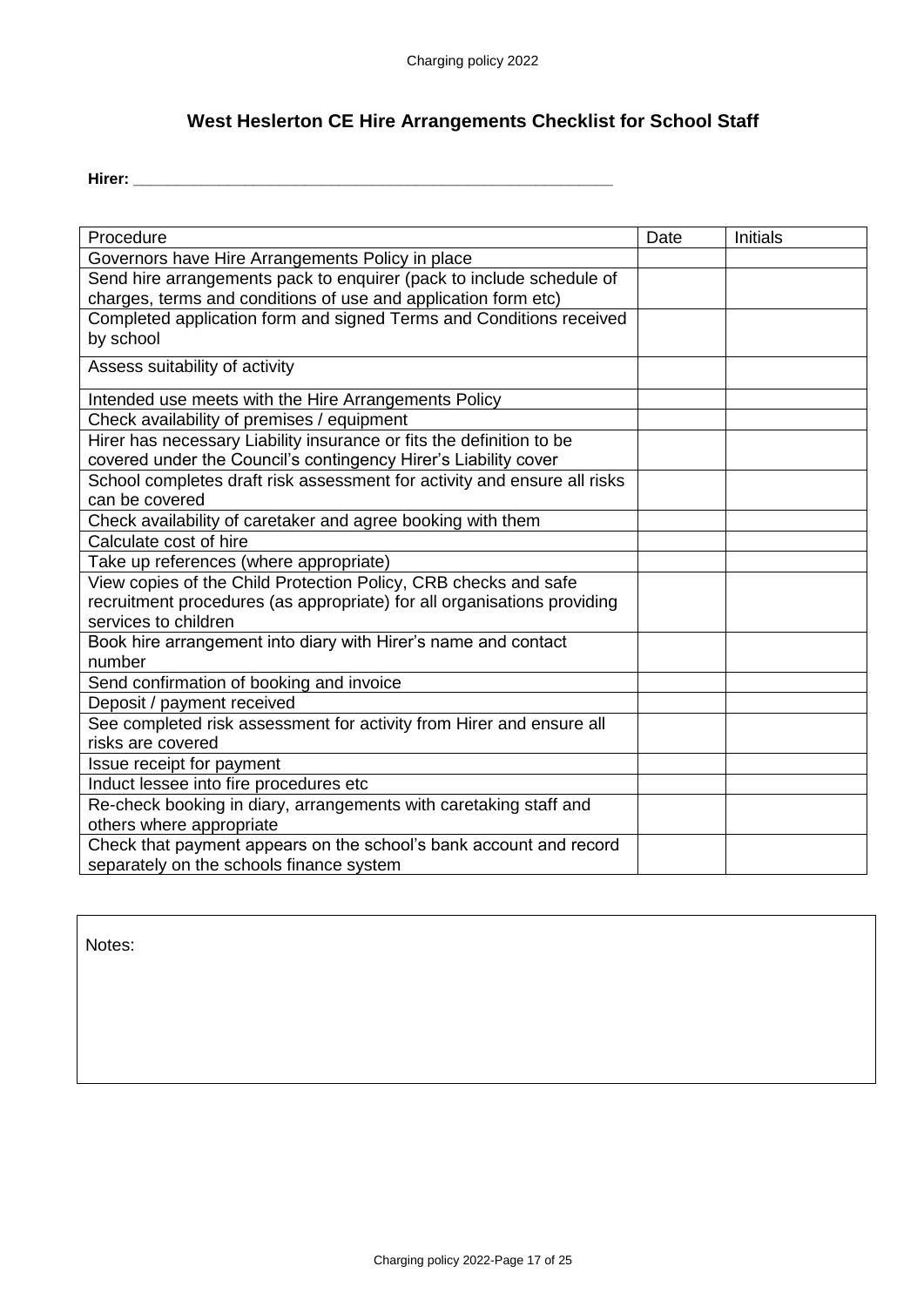## West Heslerton CE Hire Arrangements Checklist for School Staff

**Hirer: \_\_\_\_\_\_\_\_\_\_\_\_\_\_\_\_\_\_\_\_\_\_\_\_\_\_\_\_\_\_\_\_\_\_\_\_\_\_\_\_\_\_\_\_\_\_\_\_\_\_\_\_\_\_**

| Procedure | Date | Initials |
|---|---|---|
| Governors have Hire Arrangements Policy in place | | |
| Send hire arrangements pack to enquirer (pack to include schedule of charges, terms and conditions of use and application form etc) | | |
| Completed application form and signed Terms and Conditions received by school | | |
| Assess suitability of activity | | |
| Intended use meets with the Hire Arrangements Policy | | |
| Check availability of premises / equipment | | |
| Hirer has necessary Liability insurance or fits the definition to be covered under the Council's contingency Hirer's Liability cover | | |
| School completes draft risk assessment for activity and ensure all risks can be covered | | |
| Check availability of caretaker and agree booking with them | | |
| Calculate cost of hire | | |
| Take up references (where appropriate) | | |
| View copies of the Child Protection Policy, CRB checks and safe recruitment procedures (as appropriate) for all organisations providing services to children | | |
| Book hire arrangement into diary with Hirer's name and contact number | | |
| Send confirmation of booking and invoice | | |
| Deposit / payment received | | |
| See completed risk assessment for activity from Hirer and ensure all risks are covered | | |
| Issue receipt for payment | | |
| Induct lessee into fire procedures etc | | |
| Re-check booking in diary, arrangements with caretaking staff and others where appropriate | | |
| Check that payment appears on the school's bank account and record separately on the schools finance system | | |

Notes: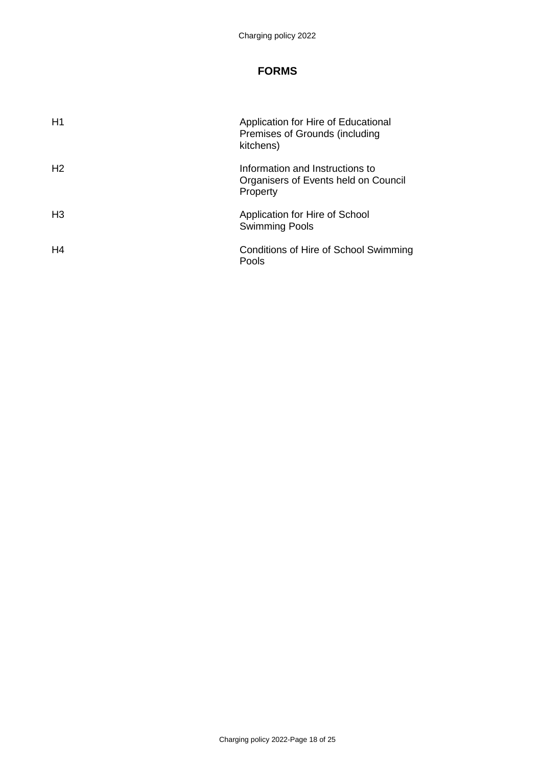# FORMS

| | |
|---|---|
| H1 | Application for Hire of Educational Premises of Grounds (including kitchens) |
| H2 | Information and Instructions to Organisers of Events held on Council Property |
| H3 | Application for Hire of School Swimming Pools |
| H4 | Conditions of Hire of School Swimming Pools |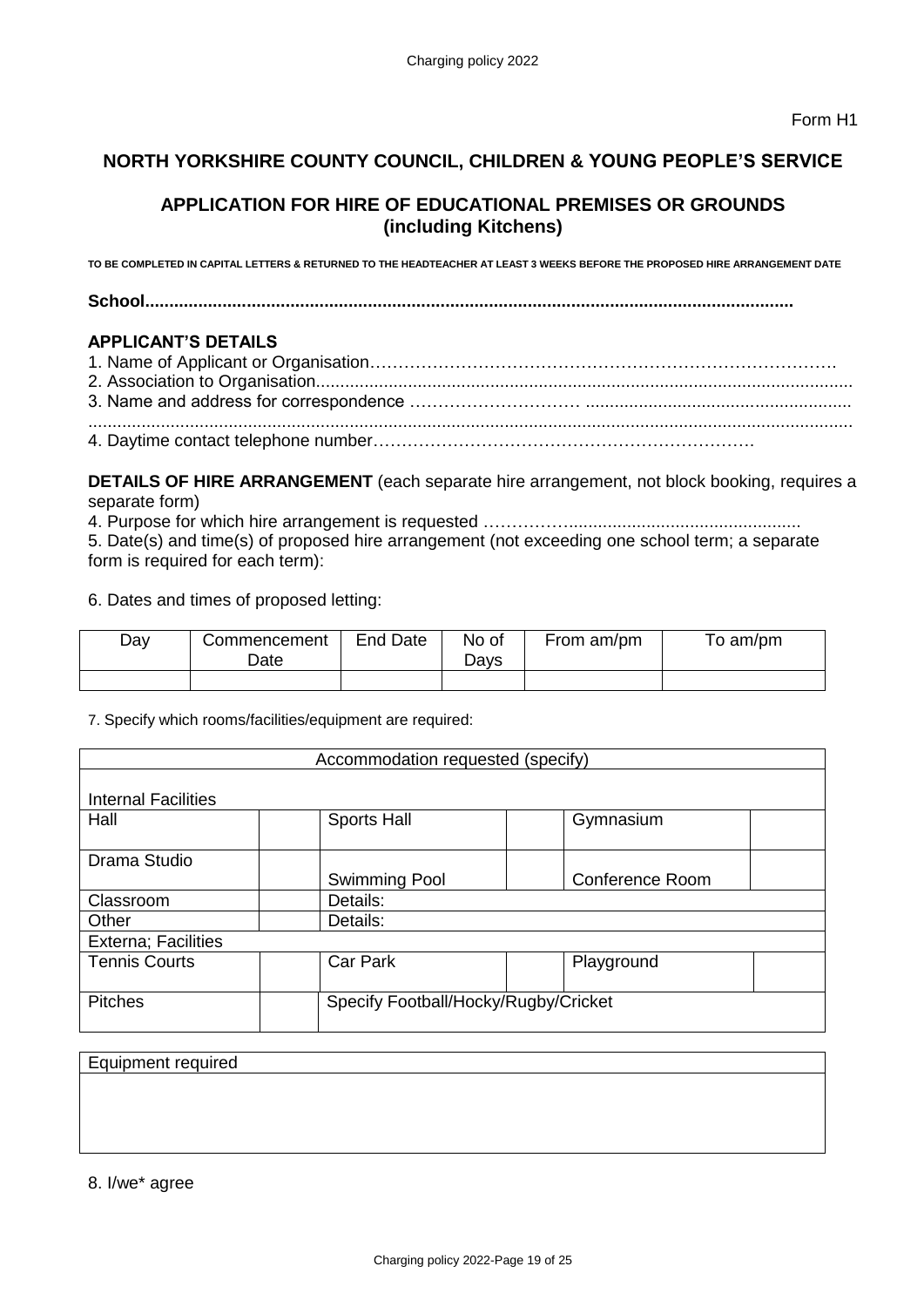Form H1

## NORTH YORKSHIRE COUNTY COUNCIL, CHILDREN & YOUNG PEOPLE'S SERVICE

## APPLICATION FOR HIRE OF EDUCATIONAL PREMISES OR GROUNDS (including Kitchens)

**TO BE COMPLETED IN CAPITAL LETTERS & RETURNED TO THE HEADTEACHER AT LEAST 3 WEEKS BEFORE THE PROPOSED HIRE ARRANGEMENT DATE**

**School.....................................................................................................................................**

### APPLICANT'S DETAILS

1. Name of Applicant or Organisation……………………………………………………………………….
2. Association to Organisation...............................................................................................................
3. Name and address for correspondence ………………………… .......................................................
...............................................................................................................................................................
4. Daytime contact telephone number………………………………………………………….

**DETAILS OF HIRE ARRANGEMENT** (each separate hire arrangement, not block booking, requires a separate form)

4. Purpose for which hire arrangement is requested ……………................................................
5. Date(s) and time(s) of proposed hire arrangement (not exceeding one school term; a separate form is required for each term):

6. Dates and times of proposed letting:

| Day | Commencement Date | End Date | No of Days | From am/pm | To am/pm |
|---|---|---|---|---|---|
| | | | | | |

7. Specify which rooms/facilities/equipment are required:

| Accommodation requested (specify) | | | | | |
|---|---|---|---|---|---|
| Internal Facilities | | | | | |
| Hall | | Sports Hall | | Gymnasium | |
| Drama Studio | | Swimming Pool | | Conference Room | |
| Classroom | | Details: | | | |
| Other | | Details: | | | |
| Externa; Facilities | | | | | |
| Tennis Courts | | Car Park | | Playground | |
| Pitches | | Specify Football/Hocky/Rugby/Cricket | | | |

| Equipment required |
|---|
| |

8. I/we* agree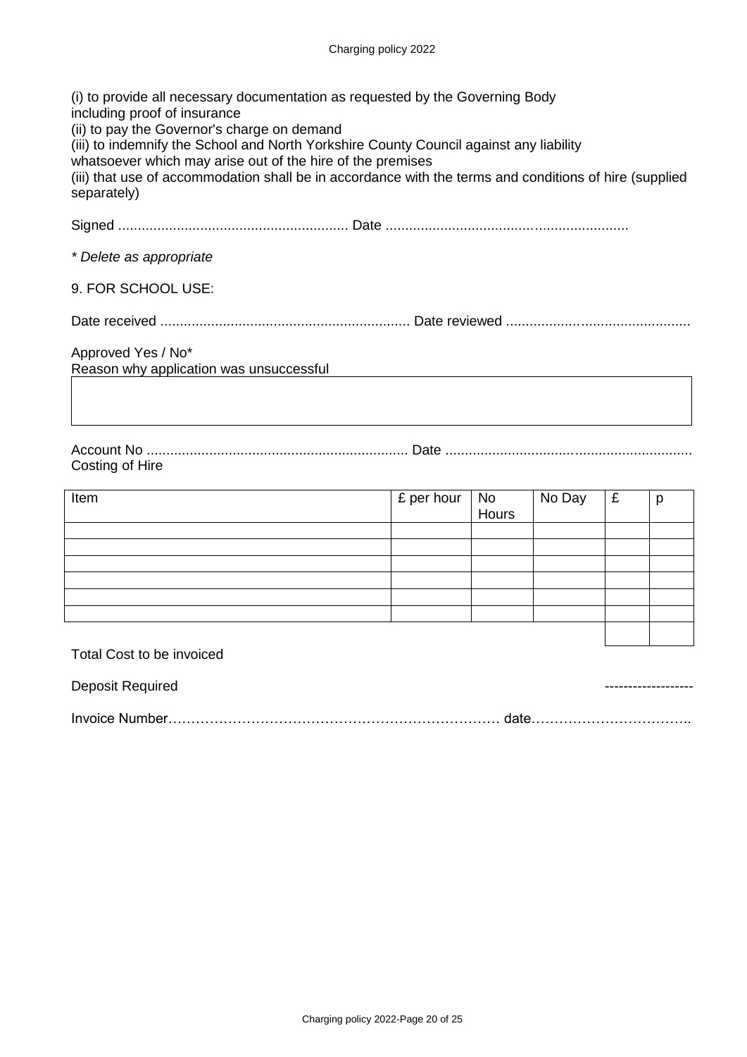(i) to provide all necessary documentation as requested by the Governing Body including proof of insurance
(ii) to pay the Governor's charge on demand
(iii) to indemnify the School and North Yorkshire County Council against any liability whatsoever which may arise out of the hire of the premises
(iii) that use of accommodation shall be in accordance with the terms and conditions of hire (supplied separately)

Signed ........................................................... Date .............................................................

*\* Delete as appropriate*

9. FOR SCHOOL USE:

Date received ................................................................ Date reviewed ...............................................

Approved Yes / No*
Reason why application was unsuccessful

| |
|---|
| |

Account No ................................................................... Date ...............................................................
Costing of Hire

| Item | £ per hour | No Hours | No Day | £ | p |
|---|---|---|---|---|---|
| | | | | | |
| | | | | | |
| | | | | | |
| | | | | | |
| | | | | | |
| | | | | | |
| | | | | | |

Total Cost to be invoiced

Deposit Required ------------------

Invoice Number……………………………………………………………… date……………………………..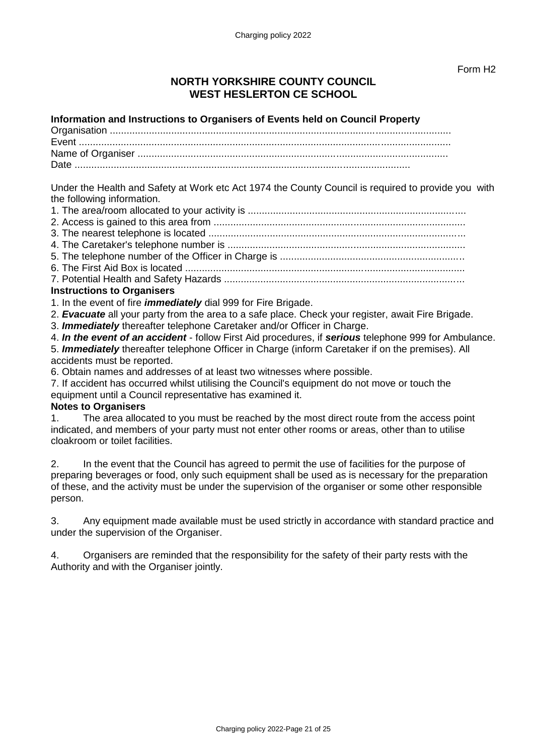Form H2

## NORTH YORKSHIRE COUNTY COUNCIL
## WEST HESLERTON CE SCHOOL

**Information and Instructions to Organisers of Events held on Council Property**

Organisation ..........................................................................................................................
Event ....................................................................................................................................
Name of Organiser ...............................................................................................................
Date ........................................................................................................................

Under the Health and Safety at Work etc Act 1974 the County Council is required to provide you with the following information.

1. The area/room allocated to your activity is ............................................................................
2. Access is gained to this area from ..........................................................................................
3. The nearest telephone is located ...........................................................................................
4. The Caretaker's telephone number is .....................................................................................
5. The telephone number of the Officer in Charge is ..................................................................
6. The First Aid Box is located ....................................................................................................
7. Potential Health and Safety Hazards ......................................................................................

**Instructions to Organisers**

1. In the event of fire ***immediately*** dial 999 for Fire Brigade.
2. ***Evacuate*** all your party from the area to a safe place. Check your register, await Fire Brigade.
3. ***Immediately*** thereafter telephone Caretaker and/or Officer in Charge.
4. ***In the event of an accident*** - follow First Aid procedures, if ***serious*** telephone 999 for Ambulance.
5. ***Immediately*** thereafter telephone Officer in Charge (inform Caretaker if on the premises). All accidents must be reported.
6. Obtain names and addresses of at least two witnesses where possible.
7. If accident has occurred whilst utilising the Council's equipment do not move or touch the equipment until a Council representative has examined it.

**Notes to Organisers**

1. The area allocated to you must be reached by the most direct route from the access point indicated, and members of your party must not enter other rooms or areas, other than to utilise cloakroom or toilet facilities.

2. In the event that the Council has agreed to permit the use of facilities for the purpose of preparing beverages or food, only such equipment shall be used as is necessary for the preparation of these, and the activity must be under the supervision of the organiser or some other responsible person.

3. Any equipment made available must be used strictly in accordance with standard practice and under the supervision of the Organiser.

4. Organisers are reminded that the responsibility for the safety of their party rests with the Authority and with the Organiser jointly.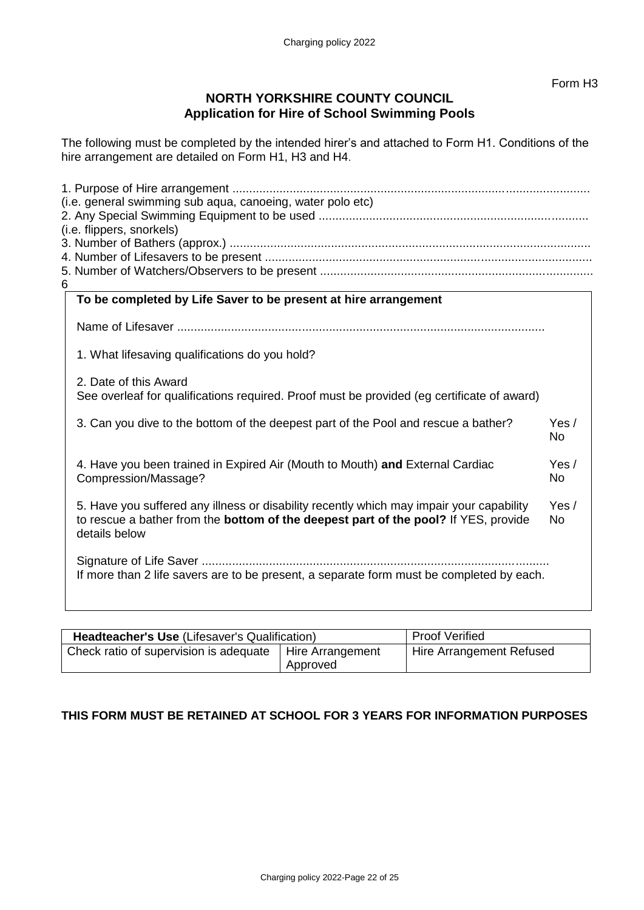Form H3

## NORTH YORKSHIRE COUNTY COUNCIL
## Application for Hire of School Swimming Pools

The following must be completed by the intended hirer's and attached to Form H1. Conditions of the hire arrangement are detailed on Form H1, H3 and H4.

1. Purpose of Hire arrangement ..........................................................................................................
(i.e. general swimming sub aqua, canoeing, water polo etc)
2. Any Special Swimming Equipment to be used ................................................................................
(i.e. flippers, snorkels)
3. Number of Bathers (approx.) ..........................................................................................................
4. Number of Lifesavers to be present ................................................................................................
5. Number of Watchers/Observers to be present ................................................................................
6

**To be completed by Life Saver to be present at hire arrangement**

Name of Lifesaver ............................................................................................................

1. What lifesaving qualifications do you hold?

2. Date of this Award
See overleaf for qualifications required. Proof must be provided (eg certificate of award)

3. Can you dive to the bottom of the deepest part of the Pool and rescue a bather? Yes / No

4. Have you been trained in Expired Air (Mouth to Mouth) **and** External Cardiac Compression/Massage? Yes / No

5. Have you suffered any illness or disability recently which may impair your capability to rescue a bather from the **bottom of the deepest part of the pool?** If YES, provide details below Yes / No

Signature of Life Saver .......................................................................................................
If more than 2 life savers are to be present, a separate form must be completed by each.

| **Headteacher's Use** (Lifesaver's Qualification) | | Proof Verified |
|---|---|---|
| Check ratio of supervision is adequate | Hire Arrangement Approved | Hire Arrangement Refused |

**THIS FORM MUST BE RETAINED AT SCHOOL FOR 3 YEARS FOR INFORMATION PURPOSES**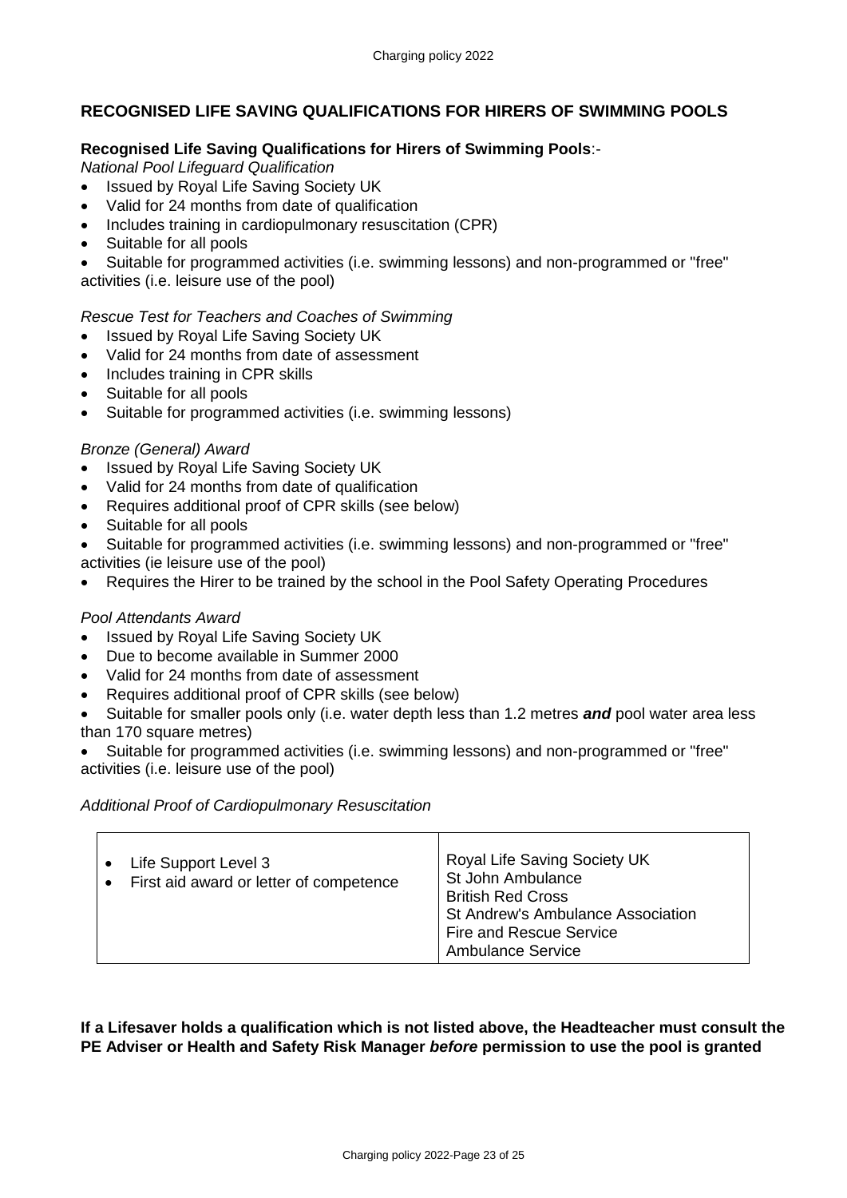## RECOGNISED LIFE SAVING QUALIFICATIONS FOR HIRERS OF SWIMMING POOLS

**Recognised Life Saving Qualifications for Hirers of Swimming Pools**:-

*National Pool Lifeguard Qualification*

- Issued by Royal Life Saving Society UK
- Valid for 24 months from date of qualification
- Includes training in cardiopulmonary resuscitation (CPR)
- Suitable for all pools
- Suitable for programmed activities (i.e. swimming lessons) and non-programmed or "free" activities (i.e. leisure use of the pool)

*Rescue Test for Teachers and Coaches of Swimming*

- Issued by Royal Life Saving Society UK
- Valid for 24 months from date of assessment
- Includes training in CPR skills
- Suitable for all pools
- Suitable for programmed activities (i.e. swimming lessons)

*Bronze (General) Award*

- Issued by Royal Life Saving Society UK
- Valid for 24 months from date of qualification
- Requires additional proof of CPR skills (see below)
- Suitable for all pools
- Suitable for programmed activities (i.e. swimming lessons) and non-programmed or "free" activities (ie leisure use of the pool)
- Requires the Hirer to be trained by the school in the Pool Safety Operating Procedures

*Pool Attendants Award*

- Issued by Royal Life Saving Society UK
- Due to become available in Summer 2000
- Valid for 24 months from date of assessment
- Requires additional proof of CPR skills (see below)
- Suitable for smaller pools only (i.e. water depth less than 1.2 metres ***and*** pool water area less than 170 square metres)
- Suitable for programmed activities (i.e. swimming lessons) and non-programmed or "free" activities (i.e. leisure use of the pool)

*Additional Proof of Cardiopulmonary Resuscitation*

| | |
|---|---|
| • Life Support Level 3<br>• First aid award or letter of competence | Royal Life Saving Society UK<br>St John Ambulance<br>British Red Cross<br>St Andrew's Ambulance Association<br>Fire and Rescue Service<br>Ambulance Service |

**If a Lifesaver holds a qualification which is not listed above, the Headteacher must consult the PE Adviser or Health and Safety Risk Manager *before* permission to use the pool is granted**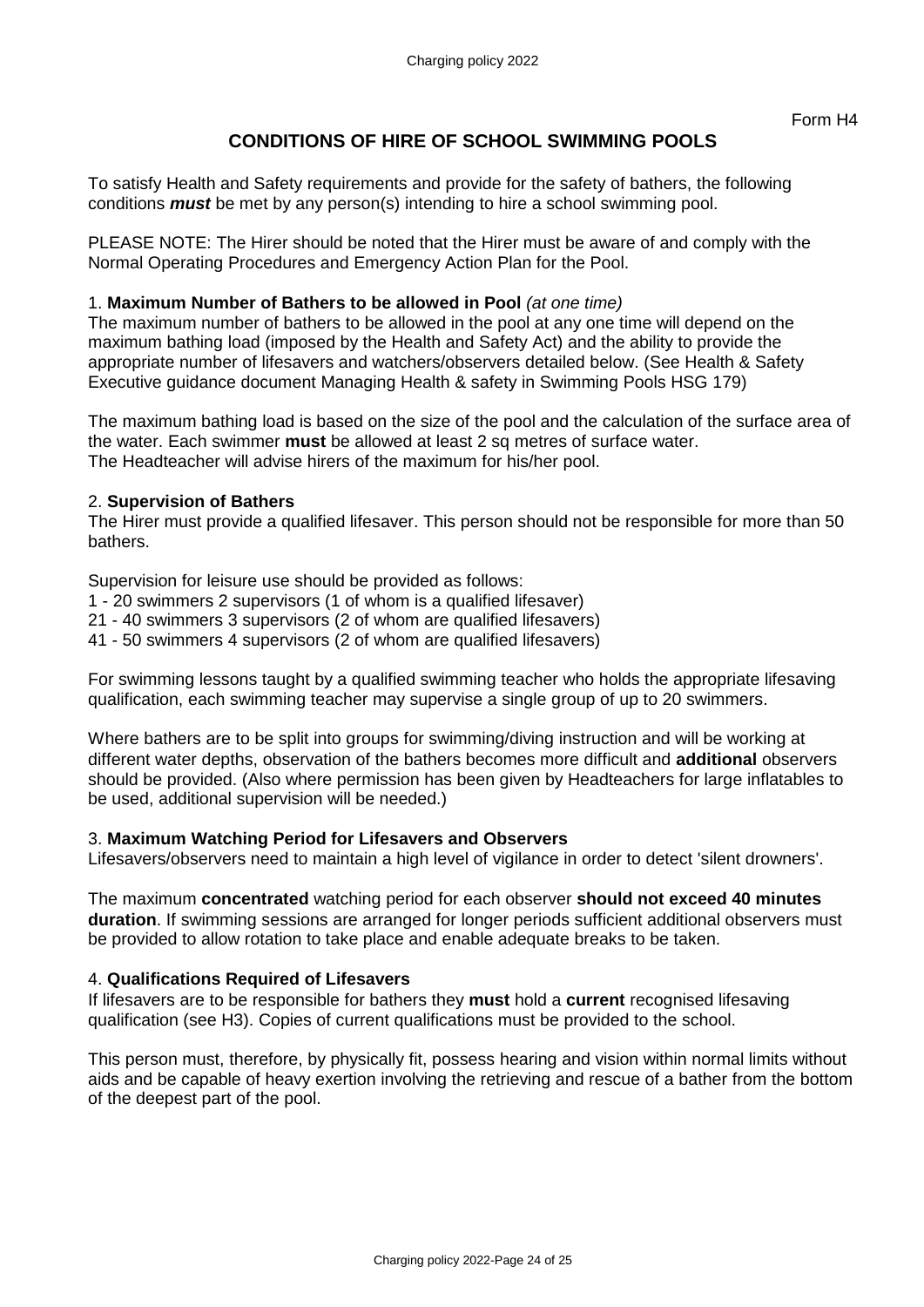Form H4

# CONDITIONS OF HIRE OF SCHOOL SWIMMING POOLS

To satisfy Health and Safety requirements and provide for the safety of bathers, the following conditions ***must*** be met by any person(s) intending to hire a school swimming pool.

PLEASE NOTE: The Hirer should be noted that the Hirer must be aware of and comply with the Normal Operating Procedures and Emergency Action Plan for the Pool.

1. **Maximum Number of Bathers to be allowed in Pool** *(at one time)*
The maximum number of bathers to be allowed in the pool at any one time will depend on the maximum bathing load (imposed by the Health and Safety Act) and the ability to provide the appropriate number of lifesavers and watchers/observers detailed below. (See Health & Safety Executive guidance document Managing Health & safety in Swimming Pools HSG 179)

The maximum bathing load is based on the size of the pool and the calculation of the surface area of the water. Each swimmer **must** be allowed at least 2 sq metres of surface water.
The Headteacher will advise hirers of the maximum for his/her pool.

2. **Supervision of Bathers**
The Hirer must provide a qualified lifesaver. This person should not be responsible for more than 50 bathers.

Supervision for leisure use should be provided as follows:
1 - 20 swimmers 2 supervisors (1 of whom is a qualified lifesaver)
21 - 40 swimmers 3 supervisors (2 of whom are qualified lifesavers)
41 - 50 swimmers 4 supervisors (2 of whom are qualified lifesavers)

For swimming lessons taught by a qualified swimming teacher who holds the appropriate lifesaving qualification, each swimming teacher may supervise a single group of up to 20 swimmers.

Where bathers are to be split into groups for swimming/diving instruction and will be working at different water depths, observation of the bathers becomes more difficult and **additional** observers should be provided. (Also where permission has been given by Headteachers for large inflatables to be used, additional supervision will be needed.)

3. **Maximum Watching Period for Lifesavers and Observers**
Lifesavers/observers need to maintain a high level of vigilance in order to detect 'silent drowners'.

The maximum **concentrated** watching period for each observer **should not exceed 40 minutes duration**. If swimming sessions are arranged for longer periods sufficient additional observers must be provided to allow rotation to take place and enable adequate breaks to be taken.

4. **Qualifications Required of Lifesavers**
If lifesavers are to be responsible for bathers they **must** hold a **current** recognised lifesaving qualification (see H3). Copies of current qualifications must be provided to the school.

This person must, therefore, by physically fit, possess hearing and vision within normal limits without aids and be capable of heavy exertion involving the retrieving and rescue of a bather from the bottom of the deepest part of the pool.